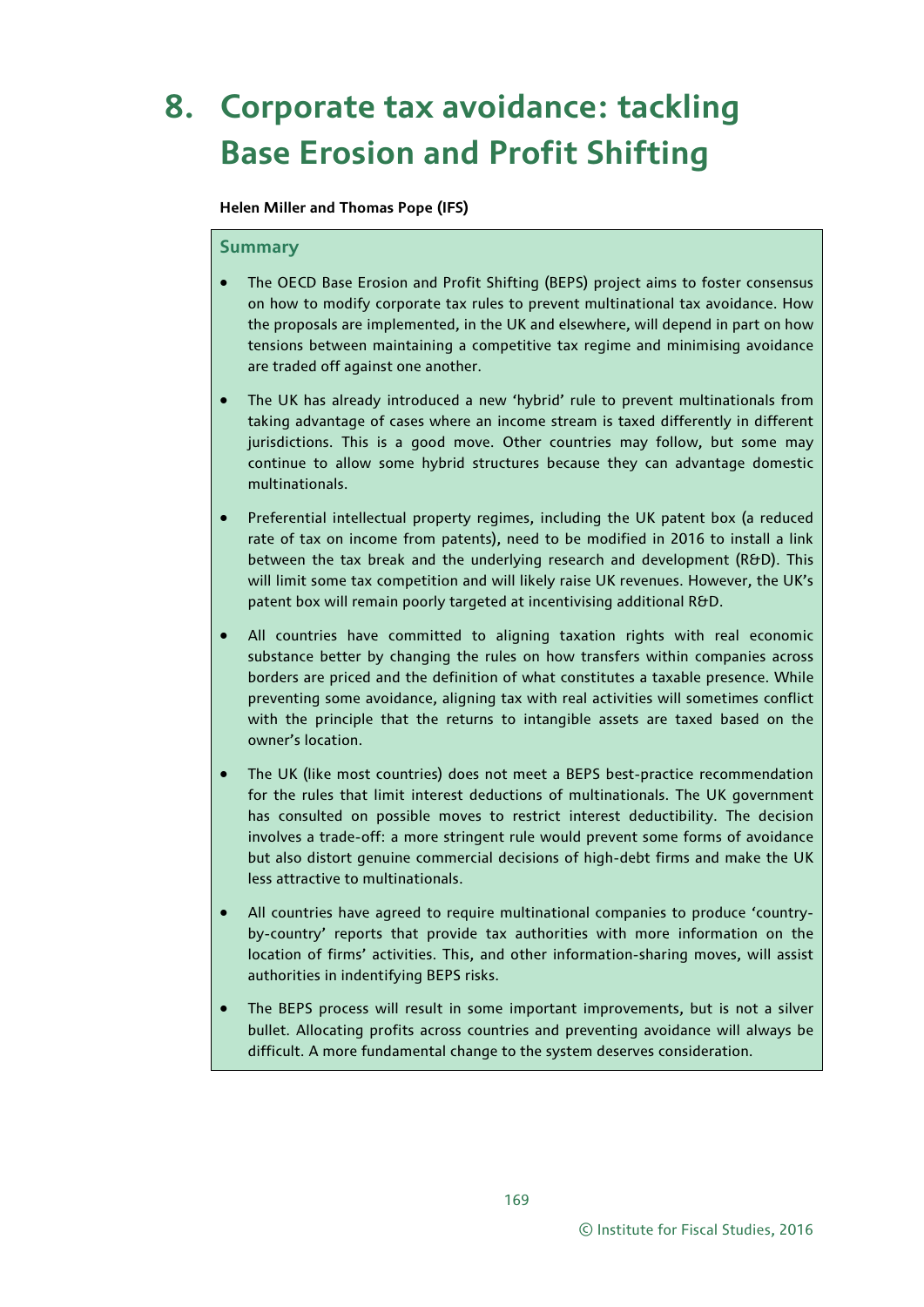# 8. Corporate tax avoidance: tackling Base Erosion and Profit Shifting

**Helen Miller and Thomas Pope (IFS)**

## Summary

- The OECD Base Erosion and Profit Shifting (BEPS) project aims to foster consensus on how to modify corporate tax rules to prevent multinational tax avoidance. How the proposals are implemented, in the UK and elsewhere, will depend in part on how tensions between maintaining a competitive tax regime and minimising avoidance are traded off against one another.
- The UK has already introduced a new 'hybrid' rule to prevent multinationals from taking advantage of cases where an income stream is taxed differently in different jurisdictions. This is a good move. Other countries may follow, but some may continue to allow some hybrid structures because they can advantage domestic multinationals.
- Preferential intellectual property regimes, including the UK patent box (a reduced rate of tax on income from patents), need to be modified in 2016 to install a link between the tax break and the underlying research and development (R&D). This will limit some tax competition and will likely raise UK revenues. However, the UK's patent box will remain poorly targeted at incentivising additional R&D.
- All countries have committed to aligning taxation rights with real economic substance better by changing the rules on how transfers within companies across borders are priced and the definition of what constitutes a taxable presence. While preventing some avoidance, aligning tax with real activities will sometimes conflict with the principle that the returns to intangible assets are taxed based on the owner's location.
- The UK (like most countries) does not meet a BEPS best-practice recommendation for the rules that limit interest deductions of multinationals. The UK government has consulted on possible moves to restrict interest deductibility. The decision involves a trade-off: a more stringent rule would prevent some forms of avoidance but also distort genuine commercial decisions of high-debt firms and make the UK less attractive to multinationals.
- All countries have agreed to require multinational companies to produce 'country-by-country' reports that provide tax authorities with more information on the location of firms' activities. This, and other information-sharing moves, will assist authorities in indentifying BEPS risks.
- The BEPS process will result in some important improvements, but is not a silver bullet. Allocating profits across countries and preventing avoidance will always be difficult. A more fundamental change to the system deserves consideration.

© Institute for Fiscal Studies, 2016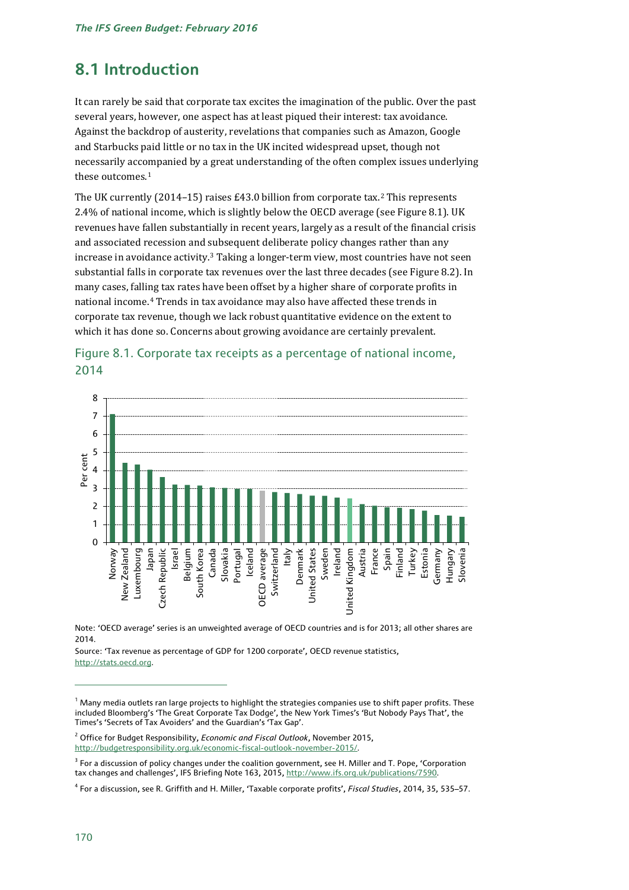## 8.1 Introduction

It can rarely be said that corporate tax excites the imagination of the public. Over the past several years, however, one aspect has at least piqued their interest: tax avoidance. Against the backdrop of austerity, revelations that companies such as Amazon, Google and Starbucks paid little or no tax in the UK incited widespread upset, though not necessarily accompanied by a great understanding of the often complex issues underlying these outcomes.[1]

The UK currently (2014–15) raises £43.0 billion from corporate tax.[2] This represents 2.4% of national income, which is slightly below the OECD average (see Figure 8.1). UK revenues have fallen substantially in recent years, largely as a result of the financial crisis and associated recession and subsequent deliberate policy changes rather than any increase in avoidance activity.[3] Taking a longer-term view, most countries have not seen substantial falls in corporate tax revenues over the last three decades (see Figure 8.2). In many cases, falling tax rates have been offset by a higher share of corporate profits in national income.[4] Trends in tax avoidance may also have affected these trends in corporate tax revenue, though we lack robust quantitative evidence on the extent to which it has done so. Concerns about growing avoidance are certainly prevalent.

### Figure 8.1. Corporate tax receipts as a percentage of national income, 2014

Note: 'OECD average' series is an unweighted average of OECD countries and is for 2013; all other shares are 2014.

Source: 'Tax revenue as percentage of GDP for 1200 corporate', OECD revenue statistics, http://stats.oecd.org.

[1] Many media outlets ran large projects to highlight the strategies companies use to shift paper profits. These included Bloomberg's 'The Great Corporate Tax Dodge', the New York Times's 'But Nobody Pays That', the Times's 'Secrets of Tax Avoiders' and the Guardian's 'Tax Gap'.

[2] Office for Budget Responsibility, *Economic and Fiscal Outlook*, November 2015, http://budgetresponsibility.org.uk/economic-fiscal-outlook-november-2015/.

[3] For a discussion of policy changes under the coalition government, see H. Miller and T. Pope, 'Corporation tax changes and challenges', IFS Briefing Note 163, 2015, http://www.ifs.org.uk/publications/7590.

[4] For a discussion, see R. Griffith and H. Miller, 'Taxable corporate profits', *Fiscal Studies*, 2014, 35, 535–57.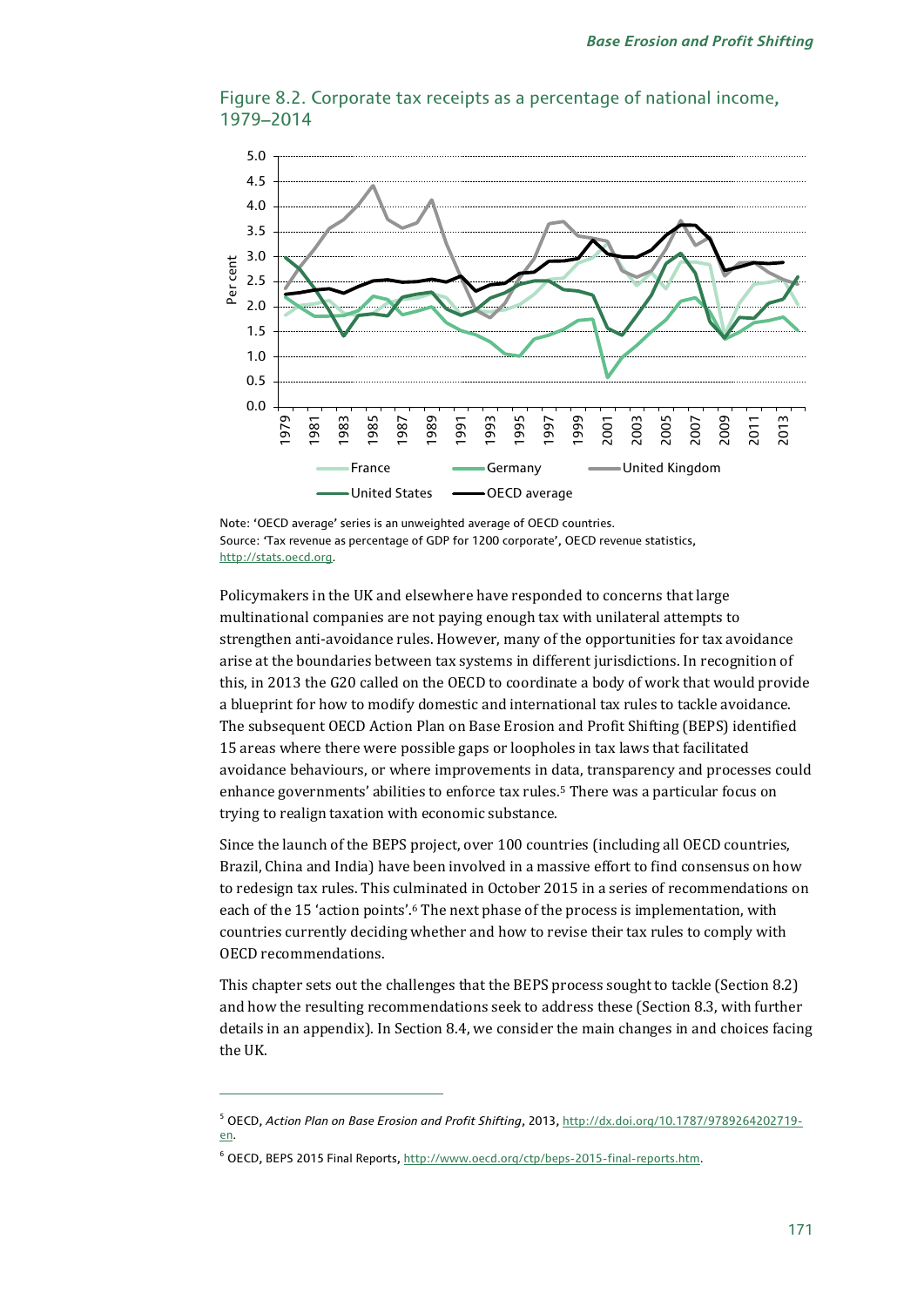Figure 8.2. Corporate tax receipts as a percentage of national income, 1979–2014

Note: 'OECD average' series is an unweighted average of OECD countries.
Source: 'Tax revenue as percentage of GDP for 1200 corporate', OECD revenue statistics, http://stats.oecd.org.

Policymakers in the UK and elsewhere have responded to concerns that large multinational companies are not paying enough tax with unilateral attempts to strengthen anti-avoidance rules. However, many of the opportunities for tax avoidance arise at the boundaries between tax systems in different jurisdictions. In recognition of this, in 2013 the G20 called on the OECD to coordinate a body of work that would provide a blueprint for how to modify domestic and international tax rules to tackle avoidance. The subsequent OECD Action Plan on Base Erosion and Profit Shifting (BEPS) identified 15 areas where there were possible gaps or loopholes in tax laws that facilitated avoidance behaviours, or where improvements in data, transparency and processes could enhance governments' abilities to enforce tax rules.[5] There was a particular focus on trying to realign taxation with economic substance.

Since the launch of the BEPS project, over 100 countries (including all OECD countries, Brazil, China and India) have been involved in a massive effort to find consensus on how to redesign tax rules. This culminated in October 2015 in a series of recommendations on each of the 15 'action points'.[6] The next phase of the process is implementation, with countries currently deciding whether and how to revise their tax rules to comply with OECD recommendations.

This chapter sets out the challenges that the BEPS process sought to tackle (Section 8.2) and how the resulting recommendations seek to address these (Section 8.3, with further details in an appendix). In Section 8.4, we consider the main changes in and choices facing the UK.

---

[5] OECD, *Action Plan on Base Erosion and Profit Shifting*, 2013, http://dx.doi.org/10.1787/9789264202719-en.

[6] OECD, BEPS 2015 Final Reports, http://www.oecd.org/ctp/beps-2015-final-reports.htm.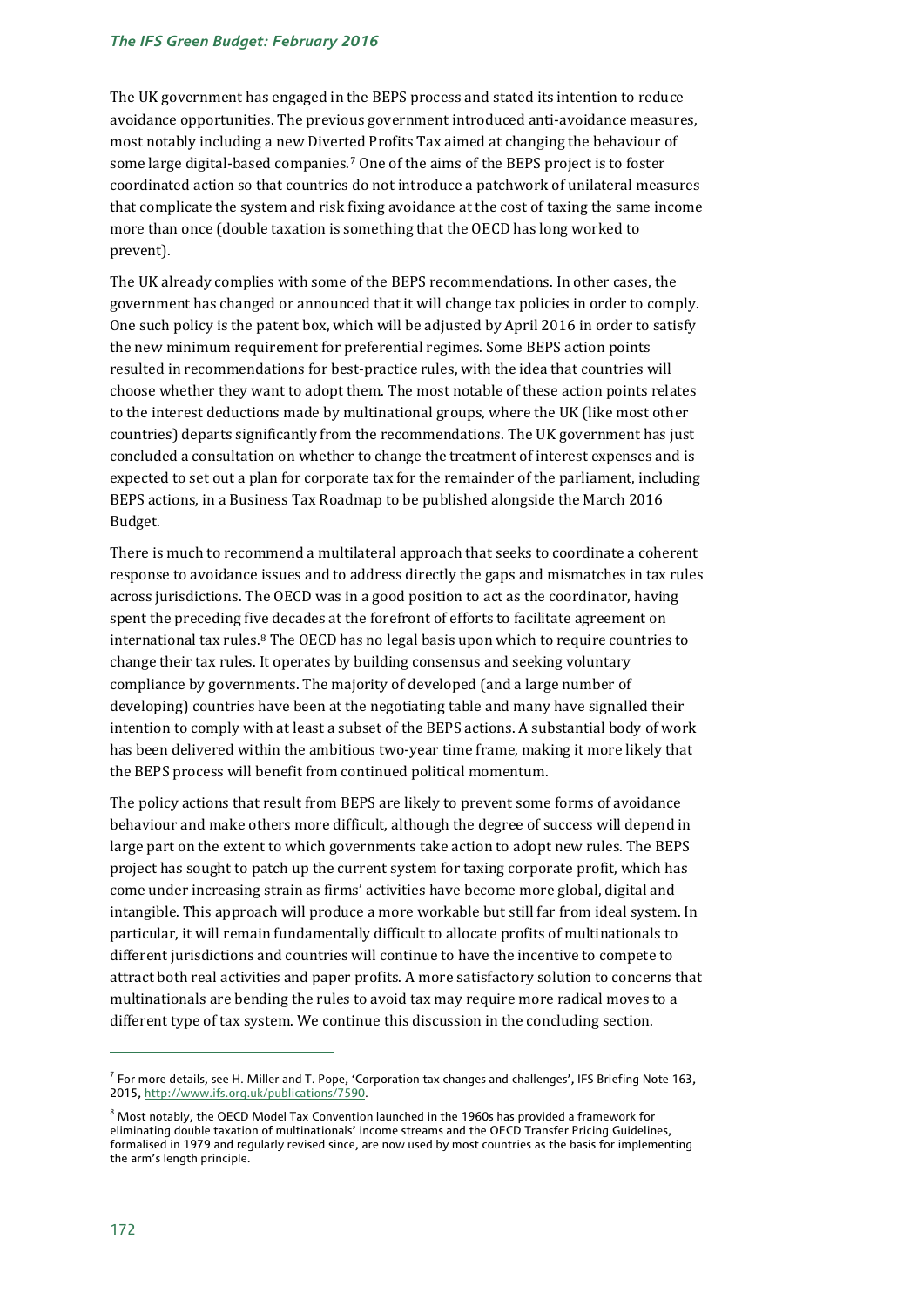The UK government has engaged in the BEPS process and stated its intention to reduce avoidance opportunities. The previous government introduced anti-avoidance measures, most notably including a new Diverted Profits Tax aimed at changing the behaviour of some large digital-based companies.[7] One of the aims of the BEPS project is to foster coordinated action so that countries do not introduce a patchwork of unilateral measures that complicate the system and risk fixing avoidance at the cost of taxing the same income more than once (double taxation is something that the OECD has long worked to prevent).

The UK already complies with some of the BEPS recommendations. In other cases, the government has changed or announced that it will change tax policies in order to comply. One such policy is the patent box, which will be adjusted by April 2016 in order to satisfy the new minimum requirement for preferential regimes. Some BEPS action points resulted in recommendations for best-practice rules, with the idea that countries will choose whether they want to adopt them. The most notable of these action points relates to the interest deductions made by multinational groups, where the UK (like most other countries) departs significantly from the recommendations. The UK government has just concluded a consultation on whether to change the treatment of interest expenses and is expected to set out a plan for corporate tax for the remainder of the parliament, including BEPS actions, in a Business Tax Roadmap to be published alongside the March 2016 Budget.

There is much to recommend a multilateral approach that seeks to coordinate a coherent response to avoidance issues and to address directly the gaps and mismatches in tax rules across jurisdictions. The OECD was in a good position to act as the coordinator, having spent the preceding five decades at the forefront of efforts to facilitate agreement on international tax rules.[8] The OECD has no legal basis upon which to require countries to change their tax rules. It operates by building consensus and seeking voluntary compliance by governments. The majority of developed (and a large number of developing) countries have been at the negotiating table and many have signalled their intention to comply with at least a subset of the BEPS actions. A substantial body of work has been delivered within the ambitious two-year time frame, making it more likely that the BEPS process will benefit from continued political momentum.

The policy actions that result from BEPS are likely to prevent some forms of avoidance behaviour and make others more difficult, although the degree of success will depend in large part on the extent to which governments take action to adopt new rules. The BEPS project has sought to patch up the current system for taxing corporate profit, which has come under increasing strain as firms' activities have become more global, digital and intangible. This approach will produce a more workable but still far from ideal system. In particular, it will remain fundamentally difficult to allocate profits of multinationals to different jurisdictions and countries will continue to have the incentive to compete to attract both real activities and paper profits. A more satisfactory solution to concerns that multinationals are bending the rules to avoid tax may require more radical moves to a different type of tax system. We continue this discussion in the concluding section.

---

[7] For more details, see H. Miller and T. Pope, 'Corporation tax changes and challenges', IFS Briefing Note 163, 2015, http://www.ifs.org.uk/publications/7590.

[8] Most notably, the OECD Model Tax Convention launched in the 1960s has provided a framework for eliminating double taxation of multinationals' income streams and the OECD Transfer Pricing Guidelines, formalised in 1979 and regularly revised since, are now used by most countries as the basis for implementing the arm's length principle.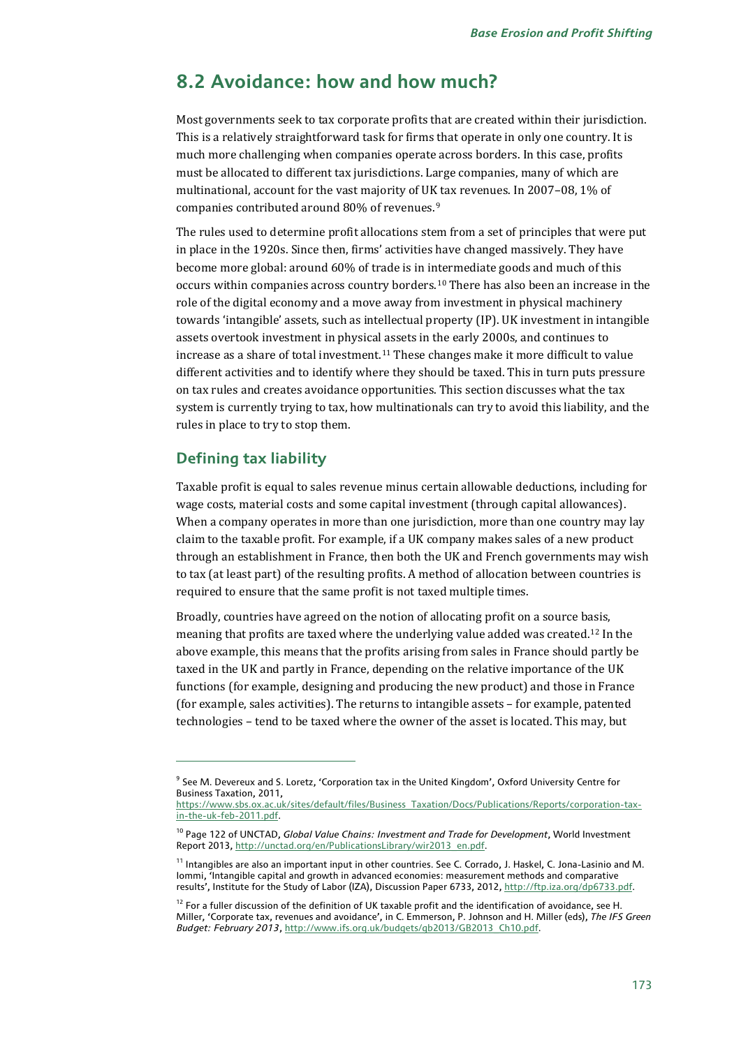## 8.2 Avoidance: how and how much?

Most governments seek to tax corporate profits that are created within their jurisdiction. This is a relatively straightforward task for firms that operate in only one country. It is much more challenging when companies operate across borders. In this case, profits must be allocated to different tax jurisdictions. Large companies, many of which are multinational, account for the vast majority of UK tax revenues. In 2007–08, 1% of companies contributed around 80% of revenues.[9]

The rules used to determine profit allocations stem from a set of principles that were put in place in the 1920s. Since then, firms' activities have changed massively. They have become more global: around 60% of trade is in intermediate goods and much of this occurs within companies across country borders.[10] There has also been an increase in the role of the digital economy and a move away from investment in physical machinery towards 'intangible' assets, such as intellectual property (IP). UK investment in intangible assets overtook investment in physical assets in the early 2000s, and continues to increase as a share of total investment.[11] These changes make it more difficult to value different activities and to identify where they should be taxed. This in turn puts pressure on tax rules and creates avoidance opportunities. This section discusses what the tax system is currently trying to tax, how multinationals can try to avoid this liability, and the rules in place to try to stop them.

### Defining tax liability

Taxable profit is equal to sales revenue minus certain allowable deductions, including for wage costs, material costs and some capital investment (through capital allowances). When a company operates in more than one jurisdiction, more than one country may lay claim to the taxable profit. For example, if a UK company makes sales of a new product through an establishment in France, then both the UK and French governments may wish to tax (at least part) of the resulting profits. A method of allocation between countries is required to ensure that the same profit is not taxed multiple times.

Broadly, countries have agreed on the notion of allocating profit on a source basis, meaning that profits are taxed where the underlying value added was created.[12] In the above example, this means that the profits arising from sales in France should partly be taxed in the UK and partly in France, depending on the relative importance of the UK functions (for example, designing and producing the new product) and those in France (for example, sales activities). The returns to intangible assets – for example, patented technologies – tend to be taxed where the owner of the asset is located. This may, but

---

[9] See M. Devereux and S. Loretz, 'Corporation tax in the United Kingdom', Oxford University Centre for Business Taxation, 2011, https://www.sbs.ox.ac.uk/sites/default/files/Business_Taxation/Docs/Publications/Reports/corporation-tax-in-the-uk-feb-2011.pdf.

[10] Page 122 of UNCTAD, *Global Value Chains: Investment and Trade for Development*, World Investment Report 2013, http://unctad.org/en/PublicationsLibrary/wir2013_en.pdf.

[11] Intangibles are also an important input in other countries. See C. Corrado, J. Haskel, C. Jona-Lasinio and M. Iommi, 'Intangible capital and growth in advanced economies: measurement methods and comparative results', Institute for the Study of Labor (IZA), Discussion Paper 6733, 2012, http://ftp.iza.org/dp6733.pdf.

[12] For a fuller discussion of the definition of UK taxable profit and the identification of avoidance, see H. Miller, 'Corporate tax, revenues and avoidance', in C. Emmerson, P. Johnson and H. Miller (eds), *The IFS Green Budget: February 2013*, http://www.ifs.org.uk/budgets/gb2013/GB2013_Ch10.pdf.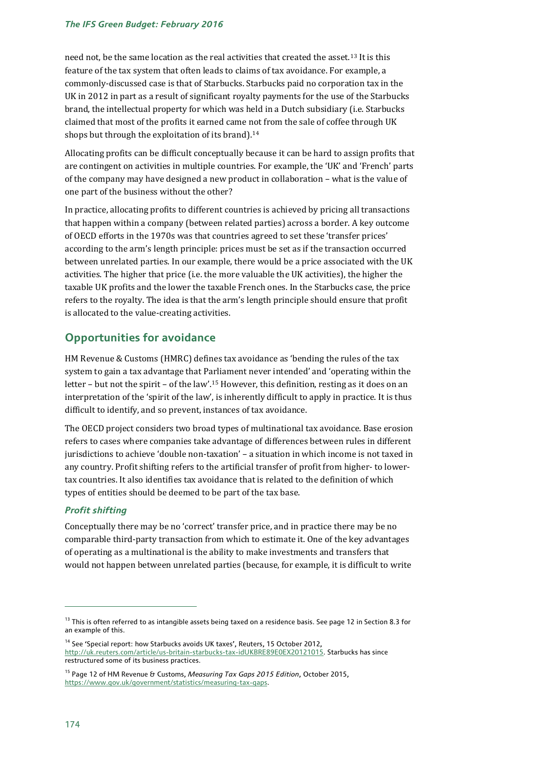need not, be the same location as the real activities that created the asset.[13] It is this feature of the tax system that often leads to claims of tax avoidance. For example, a commonly-discussed case is that of Starbucks. Starbucks paid no corporation tax in the UK in 2012 in part as a result of significant royalty payments for the use of the Starbucks brand, the intellectual property for which was held in a Dutch subsidiary (i.e. Starbucks claimed that most of the profits it earned came not from the sale of coffee through UK shops but through the exploitation of its brand).[14]

Allocating profits can be difficult conceptually because it can be hard to assign profits that are contingent on activities in multiple countries. For example, the 'UK' and 'French' parts of the company may have designed a new product in collaboration – what is the value of one part of the business without the other?

In practice, allocating profits to different countries is achieved by pricing all transactions that happen within a company (between related parties) across a border. A key outcome of OECD efforts in the 1970s was that countries agreed to set these 'transfer prices' according to the arm's length principle: prices must be set as if the transaction occurred between unrelated parties. In our example, there would be a price associated with the UK activities. The higher that price (i.e. the more valuable the UK activities), the higher the taxable UK profits and the lower the taxable French ones. In the Starbucks case, the price refers to the royalty. The idea is that the arm's length principle should ensure that profit is allocated to the value-creating activities.

## Opportunities for avoidance

HM Revenue & Customs (HMRC) defines tax avoidance as 'bending the rules of the tax system to gain a tax advantage that Parliament never intended' and 'operating within the letter – but not the spirit – of the law'.[15] However, this definition, resting as it does on an interpretation of the 'spirit of the law', is inherently difficult to apply in practice. It is thus difficult to identify, and so prevent, instances of tax avoidance.

The OECD project considers two broad types of multinational tax avoidance. Base erosion refers to cases where companies take advantage of differences between rules in different jurisdictions to achieve 'double non-taxation' – a situation in which income is not taxed in any country. Profit shifting refers to the artificial transfer of profit from higher- to lower-tax countries. It also identifies tax avoidance that is related to the definition of which types of entities should be deemed to be part of the tax base.

### *Profit shifting*

Conceptually there may be no 'correct' transfer price, and in practice there may be no comparable third-party transaction from which to estimate it. One of the key advantages of operating as a multinational is the ability to make investments and transfers that would not happen between unrelated parties (because, for example, it is difficult to write

---

[13] This is often referred to as intangible assets being taxed on a residence basis. See page 12 in Section 8.3 for an example of this.

[14] See 'Special report: how Starbucks avoids UK taxes', Reuters, 15 October 2012, http://uk.reuters.com/article/us-britain-starbucks-tax-idUKBRE89E0EX20121015. Starbucks has since restructured some of its business practices.

[15] Page 12 of HM Revenue & Customs, *Measuring Tax Gaps 2015 Edition*, October 2015, https://www.gov.uk/government/statistics/measuring-tax-gaps.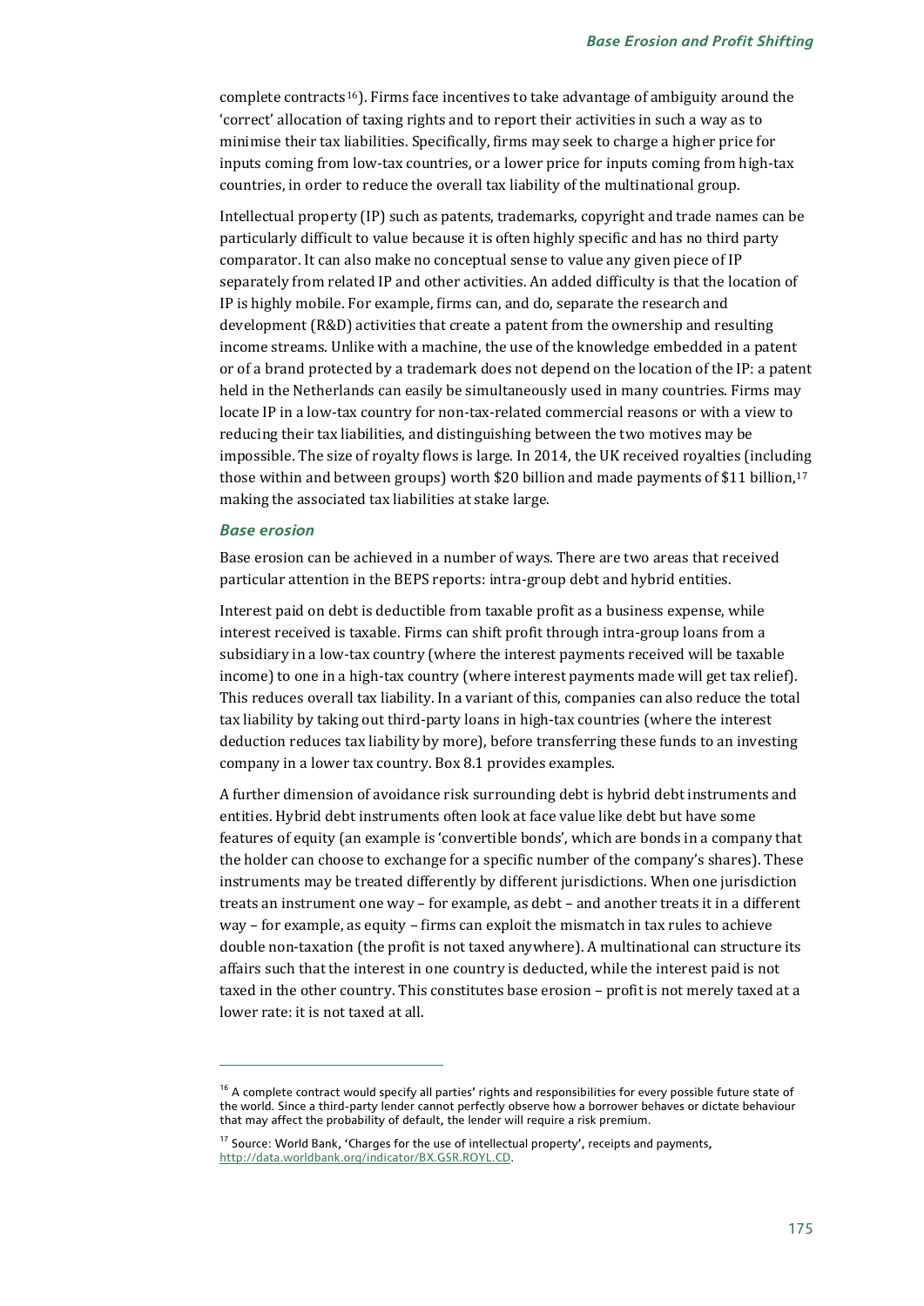complete contracts[16]). Firms face incentives to take advantage of ambiguity around the 'correct' allocation of taxing rights and to report their activities in such a way as to minimise their tax liabilities. Specifically, firms may seek to charge a higher price for inputs coming from low-tax countries, or a lower price for inputs coming from high-tax countries, in order to reduce the overall tax liability of the multinational group.

Intellectual property (IP) such as patents, trademarks, copyright and trade names can be particularly difficult to value because it is often highly specific and has no third party comparator. It can also make no conceptual sense to value any given piece of IP separately from related IP and other activities. An added difficulty is that the location of IP is highly mobile. For example, firms can, and do, separate the research and development (R&D) activities that create a patent from the ownership and resulting income streams. Unlike with a machine, the use of the knowledge embedded in a patent or of a brand protected by a trademark does not depend on the location of the IP: a patent held in the Netherlands can easily be simultaneously used in many countries. Firms may locate IP in a low-tax country for non-tax-related commercial reasons or with a view to reducing their tax liabilities, and distinguishing between the two motives may be impossible. The size of royalty flows is large. In 2014, the UK received royalties (including those within and between groups) worth $20 billion and made payments of $11 billion,[17] making the associated tax liabilities at stake large.

### *Base erosion*

Base erosion can be achieved in a number of ways. There are two areas that received particular attention in the BEPS reports: intra-group debt and hybrid entities.

Interest paid on debt is deductible from taxable profit as a business expense, while interest received is taxable. Firms can shift profit through intra-group loans from a subsidiary in a low-tax country (where the interest payments received will be taxable income) to one in a high-tax country (where interest payments made will get tax relief). This reduces overall tax liability. In a variant of this, companies can also reduce the total tax liability by taking out third-party loans in high-tax countries (where the interest deduction reduces tax liability by more), before transferring these funds to an investing company in a lower tax country. Box 8.1 provides examples.

A further dimension of avoidance risk surrounding debt is hybrid debt instruments and entities. Hybrid debt instruments often look at face value like debt but have some features of equity (an example is 'convertible bonds', which are bonds in a company that the holder can choose to exchange for a specific number of the company's shares). These instruments may be treated differently by different jurisdictions. When one jurisdiction treats an instrument one way – for example, as debt – and another treats it in a different way – for example, as equity – firms can exploit the mismatch in tax rules to achieve double non-taxation (the profit is not taxed anywhere). A multinational can structure its affairs such that the interest in one country is deducted, while the interest paid is not taxed in the other country. This constitutes base erosion – profit is not merely taxed at a lower rate: it is not taxed at all.

---

[16] A complete contract would specify all parties' rights and responsibilities for every possible future state of the world. Since a third-party lender cannot perfectly observe how a borrower behaves or dictate behaviour that may affect the probability of default, the lender will require a risk premium.

[17] Source: World Bank, 'Charges for the use of intellectual property', receipts and payments, http://data.worldbank.org/indicator/BX.GSR.ROYL.CD.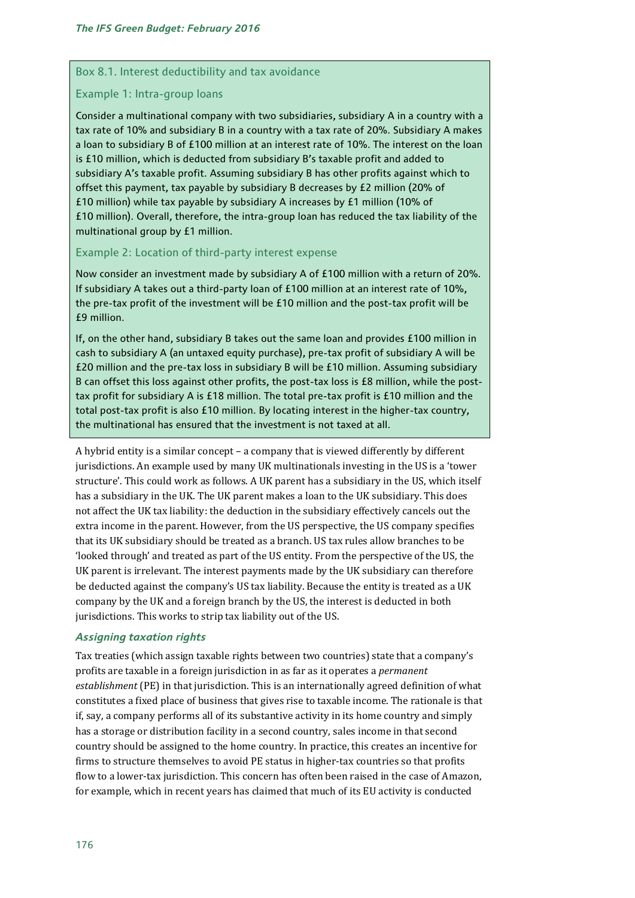### Box 8.1. Interest deductibility and tax avoidance

#### Example 1: Intra-group loans

Consider a multinational company with two subsidiaries, subsidiary A in a country with a tax rate of 10% and subsidiary B in a country with a tax rate of 20%. Subsidiary A makes a loan to subsidiary B of £100 million at an interest rate of 10%. The interest on the loan is £10 million, which is deducted from subsidiary B's taxable profit and added to subsidiary A's taxable profit. Assuming subsidiary B has other profits against which to offset this payment, tax payable by subsidiary B decreases by £2 million (20% of £10 million) while tax payable by subsidiary A increases by £1 million (10% of £10 million). Overall, therefore, the intra-group loan has reduced the tax liability of the multinational group by £1 million.

#### Example 2: Location of third-party interest expense

Now consider an investment made by subsidiary A of £100 million with a return of 20%. If subsidiary A takes out a third-party loan of £100 million at an interest rate of 10%, the pre-tax profit of the investment will be £10 million and the post-tax profit will be £9 million.

If, on the other hand, subsidiary B takes out the same loan and provides £100 million in cash to subsidiary A (an untaxed equity purchase), pre-tax profit of subsidiary A will be £20 million and the pre-tax loss in subsidiary B will be £10 million. Assuming subsidiary B can offset this loss against other profits, the post-tax loss is £8 million, while the post-tax profit for subsidiary A is £18 million. The total pre-tax profit is £10 million and the total post-tax profit is also £10 million. By locating interest in the higher-tax country, the multinational has ensured that the investment is not taxed at all.

A hybrid entity is a similar concept – a company that is viewed differently by different jurisdictions. An example used by many UK multinationals investing in the US is a 'tower structure'. This could work as follows. A UK parent has a subsidiary in the US, which itself has a subsidiary in the UK. The UK parent makes a loan to the UK subsidiary. This does not affect the UK tax liability: the deduction in the subsidiary effectively cancels out the extra income in the parent. However, from the US perspective, the US company specifies that its UK subsidiary should be treated as a branch. US tax rules allow branches to be 'looked through' and treated as part of the US entity. From the perspective of the US, the UK parent is irrelevant. The interest payments made by the UK subsidiary can therefore be deducted against the company's US tax liability. Because the entity is treated as a UK company by the UK and a foreign branch by the US, the interest is deducted in both jurisdictions. This works to strip tax liability out of the US.

### *Assigning taxation rights*

Tax treaties (which assign taxable rights between two countries) state that a company's profits are taxable in a foreign jurisdiction in as far as it operates a *permanent establishment* (PE) in that jurisdiction. This is an internationally agreed definition of what constitutes a fixed place of business that gives rise to taxable income. The rationale is that if, say, a company performs all of its substantive activity in its home country and simply has a storage or distribution facility in a second country, sales income in that second country should be assigned to the home country. In practice, this creates an incentive for firms to structure themselves to avoid PE status in higher-tax countries so that profits flow to a lower-tax jurisdiction. This concern has often been raised in the case of Amazon, for example, which in recent years has claimed that much of its EU activity is conducted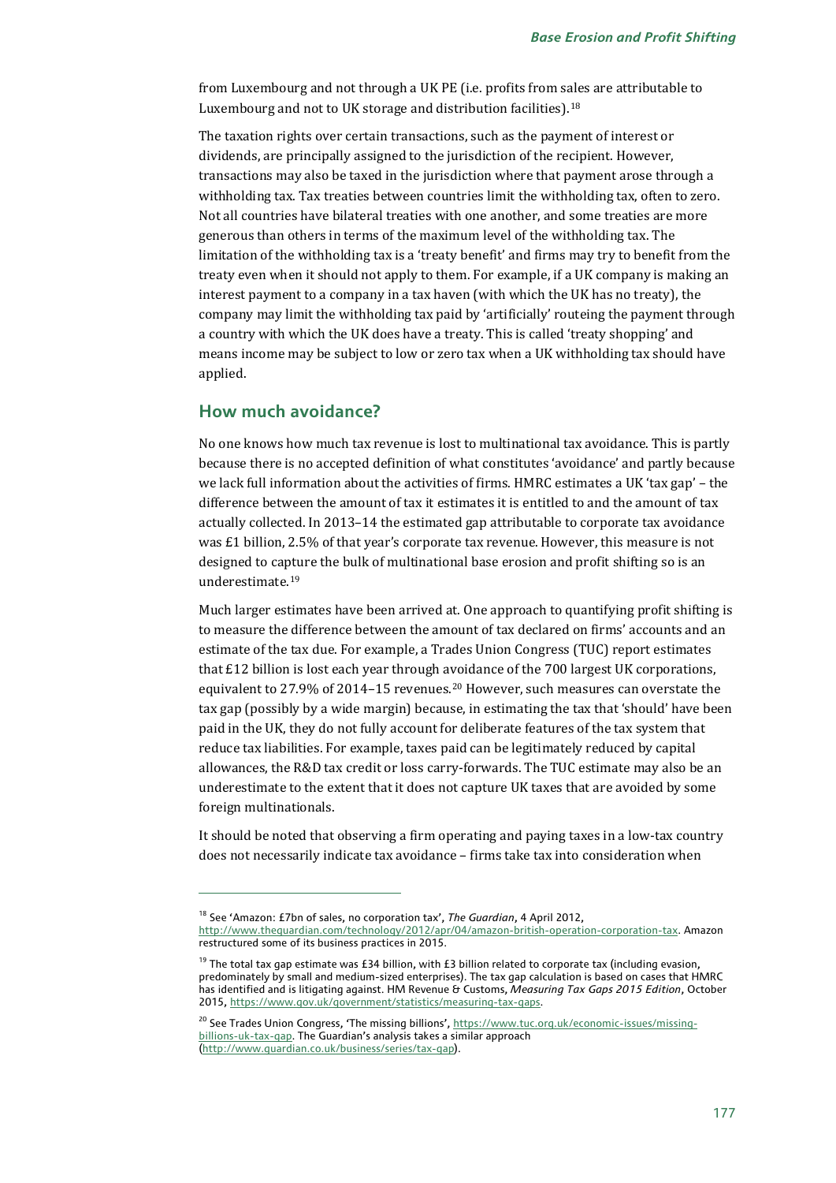from Luxembourg and not through a UK PE (i.e. profits from sales are attributable to Luxembourg and not to UK storage and distribution facilities).[18]

The taxation rights over certain transactions, such as the payment of interest or dividends, are principally assigned to the jurisdiction of the recipient. However, transactions may also be taxed in the jurisdiction where that payment arose through a withholding tax. Tax treaties between countries limit the withholding tax, often to zero. Not all countries have bilateral treaties with one another, and some treaties are more generous than others in terms of the maximum level of the withholding tax. The limitation of the withholding tax is a 'treaty benefit' and firms may try to benefit from the treaty even when it should not apply to them. For example, if a UK company is making an interest payment to a company in a tax haven (with which the UK has no treaty), the company may limit the withholding tax paid by 'artificially' routeing the payment through a country with which the UK does have a treaty. This is called 'treaty shopping' and means income may be subject to low or zero tax when a UK withholding tax should have applied.

## How much avoidance?

No one knows how much tax revenue is lost to multinational tax avoidance. This is partly because there is no accepted definition of what constitutes 'avoidance' and partly because we lack full information about the activities of firms. HMRC estimates a UK 'tax gap' – the difference between the amount of tax it estimates it is entitled to and the amount of tax actually collected. In 2013–14 the estimated gap attributable to corporate tax avoidance was £1 billion, 2.5% of that year's corporate tax revenue. However, this measure is not designed to capture the bulk of multinational base erosion and profit shifting so is an underestimate.[19]

Much larger estimates have been arrived at. One approach to quantifying profit shifting is to measure the difference between the amount of tax declared on firms' accounts and an estimate of the tax due. For example, a Trades Union Congress (TUC) report estimates that £12 billion is lost each year through avoidance of the 700 largest UK corporations, equivalent to 27.9% of 2014–15 revenues.[20] However, such measures can overstate the tax gap (possibly by a wide margin) because, in estimating the tax that 'should' have been paid in the UK, they do not fully account for deliberate features of the tax system that reduce tax liabilities. For example, taxes paid can be legitimately reduced by capital allowances, the R&D tax credit or loss carry-forwards. The TUC estimate may also be an underestimate to the extent that it does not capture UK taxes that are avoided by some foreign multinationals.

It should be noted that observing a firm operating and paying taxes in a low-tax country does not necessarily indicate tax avoidance – firms take tax into consideration when

---

[18] See 'Amazon: £7bn of sales, no corporation tax', *The Guardian*, 4 April 2012, http://www.theguardian.com/technology/2012/apr/04/amazon-british-operation-corporation-tax. Amazon restructured some of its business practices in 2015.

[19] The total tax gap estimate was £34 billion, with £3 billion related to corporate tax (including evasion, predominately by small and medium-sized enterprises). The tax gap calculation is based on cases that HMRC has identified and is litigating against. HM Revenue & Customs, *Measuring Tax Gaps 2015 Edition*, October 2015, https://www.gov.uk/government/statistics/measuring-tax-gaps.

[20] See Trades Union Congress, 'The missing billions', https://www.tuc.org.uk/economic-issues/missing-billions-uk-tax-gap. The Guardian's analysis takes a similar approach (http://www.guardian.co.uk/business/series/tax-gap).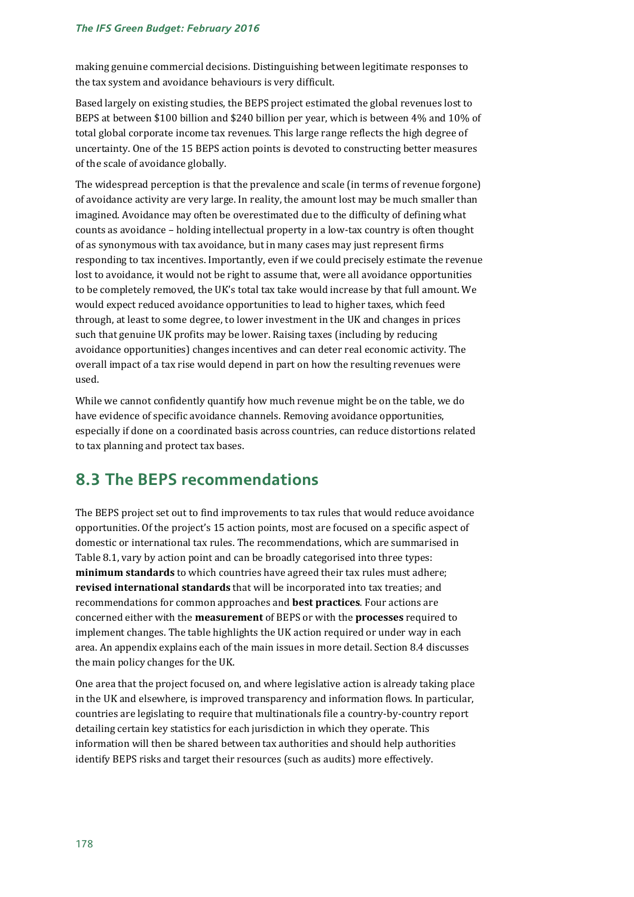making genuine commercial decisions. Distinguishing between legitimate responses to the tax system and avoidance behaviours is very difficult.

Based largely on existing studies, the BEPS project estimated the global revenues lost to BEPS at between \$100 billion and \$240 billion per year, which is between 4% and 10% of total global corporate income tax revenues. This large range reflects the high degree of uncertainty. One of the 15 BEPS action points is devoted to constructing better measures of the scale of avoidance globally.

The widespread perception is that the prevalence and scale (in terms of revenue forgone) of avoidance activity are very large. In reality, the amount lost may be much smaller than imagined. Avoidance may often be overestimated due to the difficulty of defining what counts as avoidance – holding intellectual property in a low-tax country is often thought of as synonymous with tax avoidance, but in many cases may just represent firms responding to tax incentives. Importantly, even if we could precisely estimate the revenue lost to avoidance, it would not be right to assume that, were all avoidance opportunities to be completely removed, the UK's total tax take would increase by that full amount. We would expect reduced avoidance opportunities to lead to higher taxes, which feed through, at least to some degree, to lower investment in the UK and changes in prices such that genuine UK profits may be lower. Raising taxes (including by reducing avoidance opportunities) changes incentives and can deter real economic activity. The overall impact of a tax rise would depend in part on how the resulting revenues were used.

While we cannot confidently quantify how much revenue might be on the table, we do have evidence of specific avoidance channels. Removing avoidance opportunities, especially if done on a coordinated basis across countries, can reduce distortions related to tax planning and protect tax bases.

## 8.3 The BEPS recommendations

The BEPS project set out to find improvements to tax rules that would reduce avoidance opportunities. Of the project's 15 action points, most are focused on a specific aspect of domestic or international tax rules. The recommendations, which are summarised in Table 8.1, vary by action point and can be broadly categorised into three types: **minimum standards** to which countries have agreed their tax rules must adhere; **revised international standards** that will be incorporated into tax treaties; and recommendations for common approaches and **best practices**. Four actions are concerned either with the **measurement** of BEPS or with the **processes** required to implement changes. The table highlights the UK action required or under way in each area. An appendix explains each of the main issues in more detail. Section 8.4 discusses the main policy changes for the UK.

One area that the project focused on, and where legislative action is already taking place in the UK and elsewhere, is improved transparency and information flows. In particular, countries are legislating to require that multinationals file a country-by-country report detailing certain key statistics for each jurisdiction in which they operate. This information will then be shared between tax authorities and should help authorities identify BEPS risks and target their resources (such as audits) more effectively.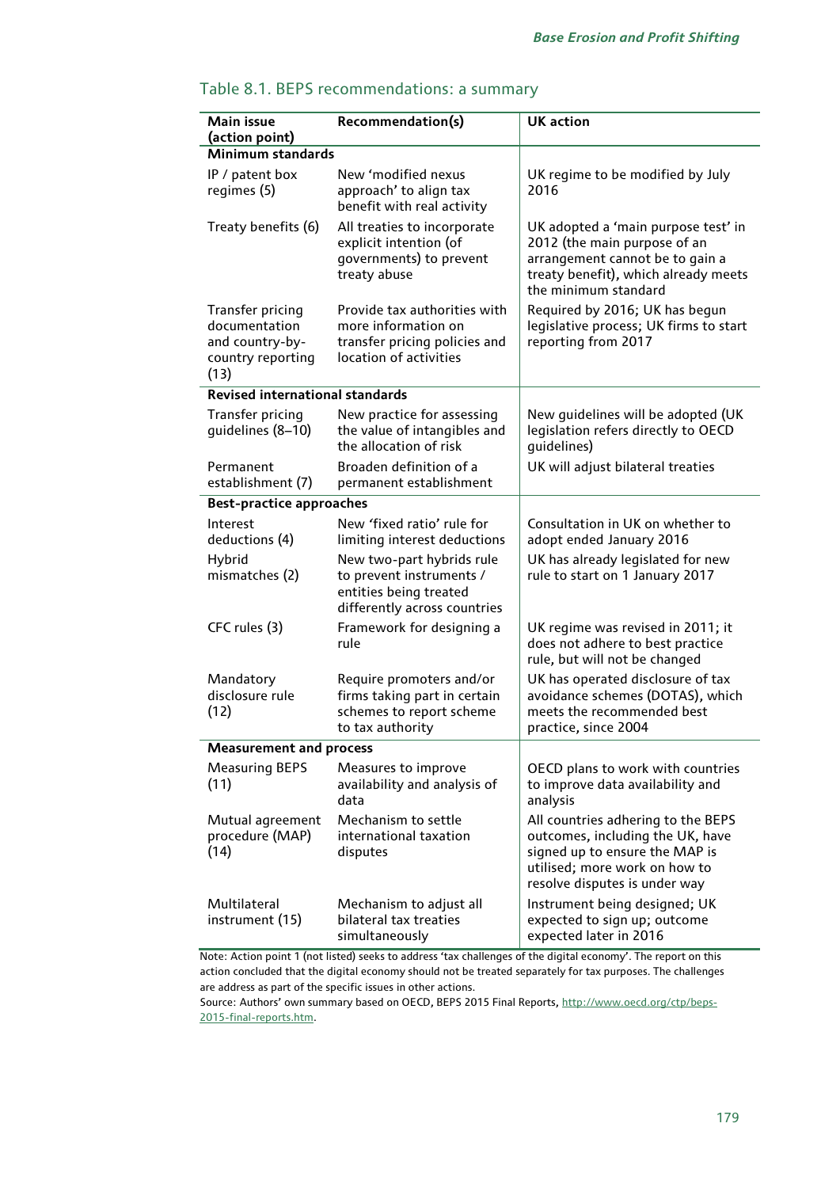Table 8.1. BEPS recommendations: a summary

| Main issue (action point) | Recommendation(s) | UK action |
|---|---|---|
| **Minimum standards** | | |
| IP / patent box regimes (5) | New 'modified nexus approach' to align tax benefit with real activity | UK regime to be modified by July 2016 |
| Treaty benefits (6) | All treaties to incorporate explicit intention (of governments) to prevent treaty abuse | UK adopted a 'main purpose test' in 2012 (the main purpose of an arrangement cannot be to gain a treaty benefit), which already meets the minimum standard |
| Transfer pricing documentation and country-by-country reporting (13) | Provide tax authorities with more information on transfer pricing policies and location of activities | Required by 2016; UK has begun legislative process; UK firms to start reporting from 2017 |
| **Revised international standards** | | |
| Transfer pricing guidelines (8–10) | New practice for assessing the value of intangibles and the allocation of risk | New guidelines will be adopted (UK legislation refers directly to OECD guidelines) |
| Permanent establishment (7) | Broaden definition of a permanent establishment | UK will adjust bilateral treaties |
| **Best-practice approaches** | | |
| Interest deductions (4) | New 'fixed ratio' rule for limiting interest deductions | Consultation in UK on whether to adopt ended January 2016 |
| Hybrid mismatches (2) | New two-part hybrids rule to prevent instruments / entities being treated differently across countries | UK has already legislated for new rule to start on 1 January 2017 |
| CFC rules (3) | Framework for designing a rule | UK regime was revised in 2011; it does not adhere to best practice rule, but will not be changed |
| Mandatory disclosure rule (12) | Require promoters and/or firms taking part in certain schemes to report scheme to tax authority | UK has operated disclosure of tax avoidance schemes (DOTAS), which meets the recommended best practice, since 2004 |
| **Measurement and process** | | |
| Measuring BEPS (11) | Measures to improve availability and analysis of data | OECD plans to work with countries to improve data availability and analysis |
| Mutual agreement procedure (MAP) (14) | Mechanism to settle international taxation disputes | All countries adhering to the BEPS outcomes, including the UK, have signed up to ensure the MAP is utilised; more work on how to resolve disputes is under way |
| Multilateral instrument (15) | Mechanism to adjust all bilateral tax treaties simultaneously | Instrument being designed; UK expected to sign up; outcome expected later in 2016 |

Note: Action point 1 (not listed) seeks to address 'tax challenges of the digital economy'. The report on this action concluded that the digital economy should not be treated separately for tax purposes. The challenges are address as part of the specific issues in other actions.

Source: Authors' own summary based on OECD, BEPS 2015 Final Reports, http://www.oecd.org/ctp/beps-2015-final-reports.htm.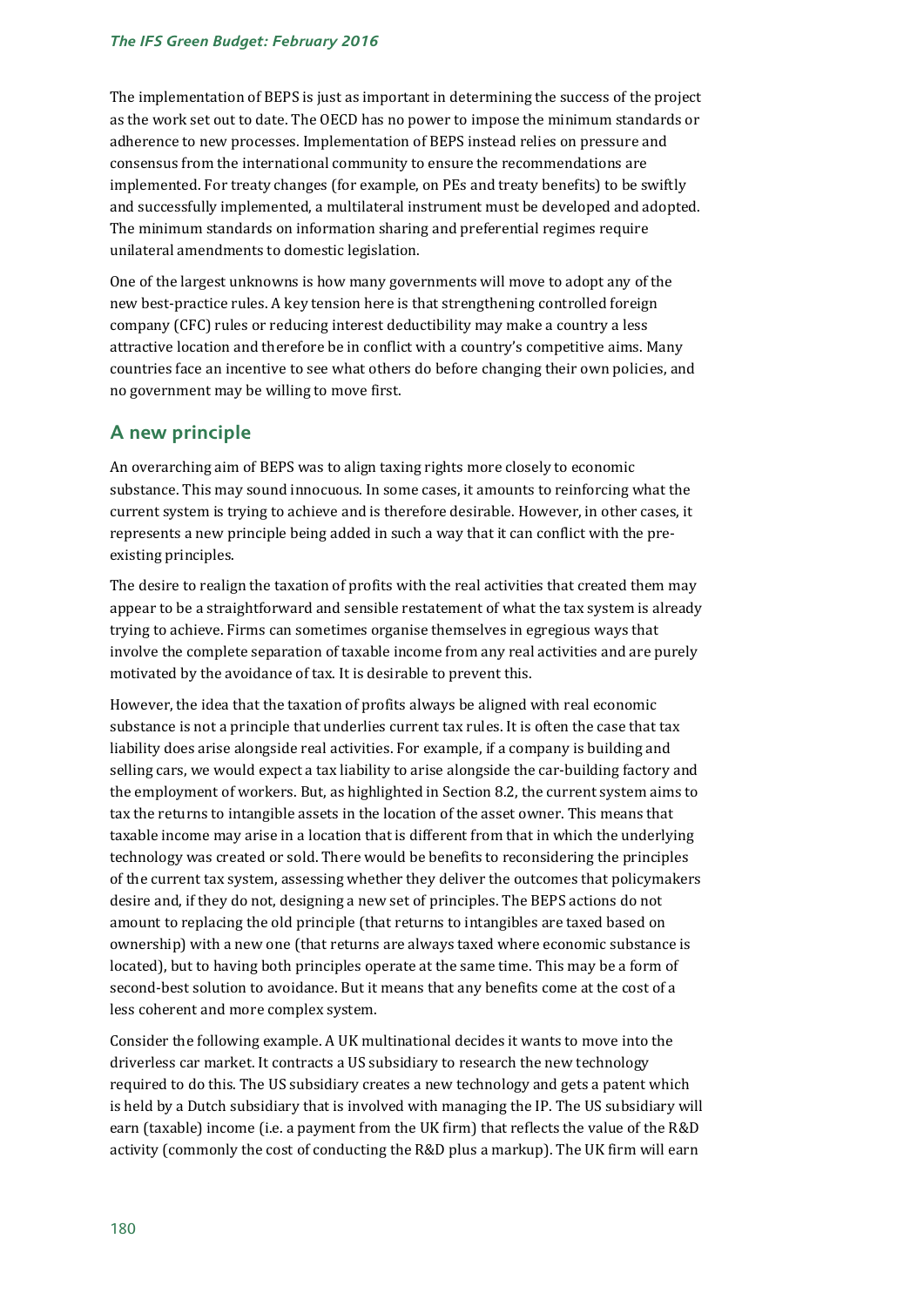The implementation of BEPS is just as important in determining the success of the project as the work set out to date. The OECD has no power to impose the minimum standards or adherence to new processes. Implementation of BEPS instead relies on pressure and consensus from the international community to ensure the recommendations are implemented. For treaty changes (for example, on PEs and treaty benefits) to be swiftly and successfully implemented, a multilateral instrument must be developed and adopted. The minimum standards on information sharing and preferential regimes require unilateral amendments to domestic legislation.

One of the largest unknowns is how many governments will move to adopt any of the new best-practice rules. A key tension here is that strengthening controlled foreign company (CFC) rules or reducing interest deductibility may make a country a less attractive location and therefore be in conflict with a country's competitive aims. Many countries face an incentive to see what others do before changing their own policies, and no government may be willing to move first.

## A new principle

An overarching aim of BEPS was to align taxing rights more closely to economic substance. This may sound innocuous. In some cases, it amounts to reinforcing what the current system is trying to achieve and is therefore desirable. However, in other cases, it represents a new principle being added in such a way that it can conflict with the pre-existing principles.

The desire to realign the taxation of profits with the real activities that created them may appear to be a straightforward and sensible restatement of what the tax system is already trying to achieve. Firms can sometimes organise themselves in egregious ways that involve the complete separation of taxable income from any real activities and are purely motivated by the avoidance of tax. It is desirable to prevent this.

However, the idea that the taxation of profits always be aligned with real economic substance is not a principle that underlies current tax rules. It is often the case that tax liability does arise alongside real activities. For example, if a company is building and selling cars, we would expect a tax liability to arise alongside the car-building factory and the employment of workers. But, as highlighted in Section 8.2, the current system aims to tax the returns to intangible assets in the location of the asset owner. This means that taxable income may arise in a location that is different from that in which the underlying technology was created or sold. There would be benefits to reconsidering the principles of the current tax system, assessing whether they deliver the outcomes that policymakers desire and, if they do not, designing a new set of principles. The BEPS actions do not amount to replacing the old principle (that returns to intangibles are taxed based on ownership) with a new one (that returns are always taxed where economic substance is located), but to having both principles operate at the same time. This may be a form of second-best solution to avoidance. But it means that any benefits come at the cost of a less coherent and more complex system.

Consider the following example. A UK multinational decides it wants to move into the driverless car market. It contracts a US subsidiary to research the new technology required to do this. The US subsidiary creates a new technology and gets a patent which is held by a Dutch subsidiary that is involved with managing the IP. The US subsidiary will earn (taxable) income (i.e. a payment from the UK firm) that reflects the value of the R&D activity (commonly the cost of conducting the R&D plus a markup). The UK firm will earn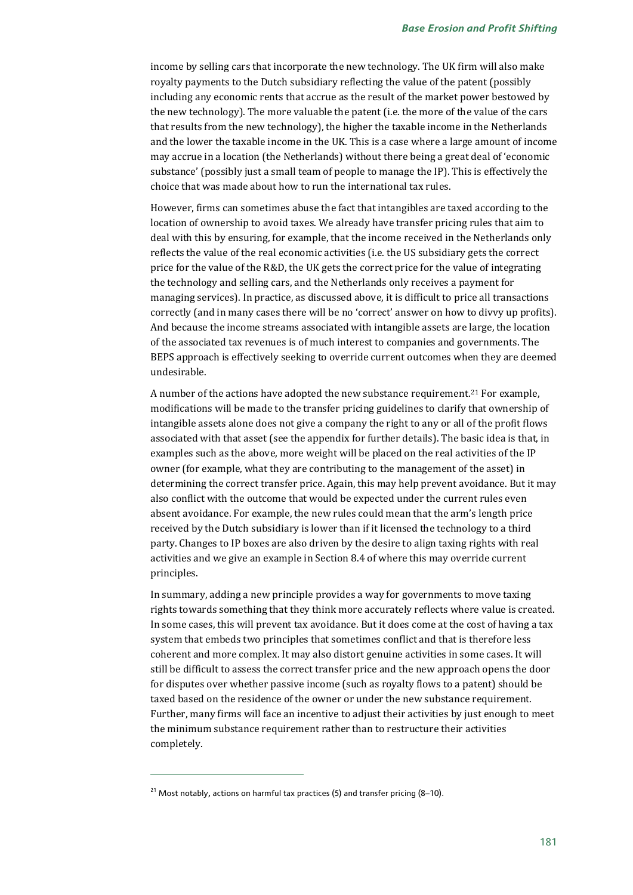income by selling cars that incorporate the new technology. The UK firm will also make royalty payments to the Dutch subsidiary reflecting the value of the patent (possibly including any economic rents that accrue as the result of the market power bestowed by the new technology). The more valuable the patent (i.e. the more of the value of the cars that results from the new technology), the higher the taxable income in the Netherlands and the lower the taxable income in the UK. This is a case where a large amount of income may accrue in a location (the Netherlands) without there being a great deal of 'economic substance' (possibly just a small team of people to manage the IP). This is effectively the choice that was made about how to run the international tax rules.

However, firms can sometimes abuse the fact that intangibles are taxed according to the location of ownership to avoid taxes. We already have transfer pricing rules that aim to deal with this by ensuring, for example, that the income received in the Netherlands only reflects the value of the real economic activities (i.e. the US subsidiary gets the correct price for the value of the R&D, the UK gets the correct price for the value of integrating the technology and selling cars, and the Netherlands only receives a payment for managing services). In practice, as discussed above, it is difficult to price all transactions correctly (and in many cases there will be no 'correct' answer on how to divvy up profits). And because the income streams associated with intangible assets are large, the location of the associated tax revenues is of much interest to companies and governments. The BEPS approach is effectively seeking to override current outcomes when they are deemed undesirable.

A number of the actions have adopted the new substance requirement.[21] For example, modifications will be made to the transfer pricing guidelines to clarify that ownership of intangible assets alone does not give a company the right to any or all of the profit flows associated with that asset (see the appendix for further details). The basic idea is that, in examples such as the above, more weight will be placed on the real activities of the IP owner (for example, what they are contributing to the management of the asset) in determining the correct transfer price. Again, this may help prevent avoidance. But it may also conflict with the outcome that would be expected under the current rules even absent avoidance. For example, the new rules could mean that the arm's length price received by the Dutch subsidiary is lower than if it licensed the technology to a third party. Changes to IP boxes are also driven by the desire to align taxing rights with real activities and we give an example in Section 8.4 of where this may override current principles.

In summary, adding a new principle provides a way for governments to move taxing rights towards something that they think more accurately reflects where value is created. In some cases, this will prevent tax avoidance. But it does come at the cost of having a tax system that embeds two principles that sometimes conflict and that is therefore less coherent and more complex. It may also distort genuine activities in some cases. It will still be difficult to assess the correct transfer price and the new approach opens the door for disputes over whether passive income (such as royalty flows to a patent) should be taxed based on the residence of the owner or under the new substance requirement. Further, many firms will face an incentive to adjust their activities by just enough to meet the minimum substance requirement rather than to restructure their activities completely.

[21] Most notably, actions on harmful tax practices (5) and transfer pricing (8–10).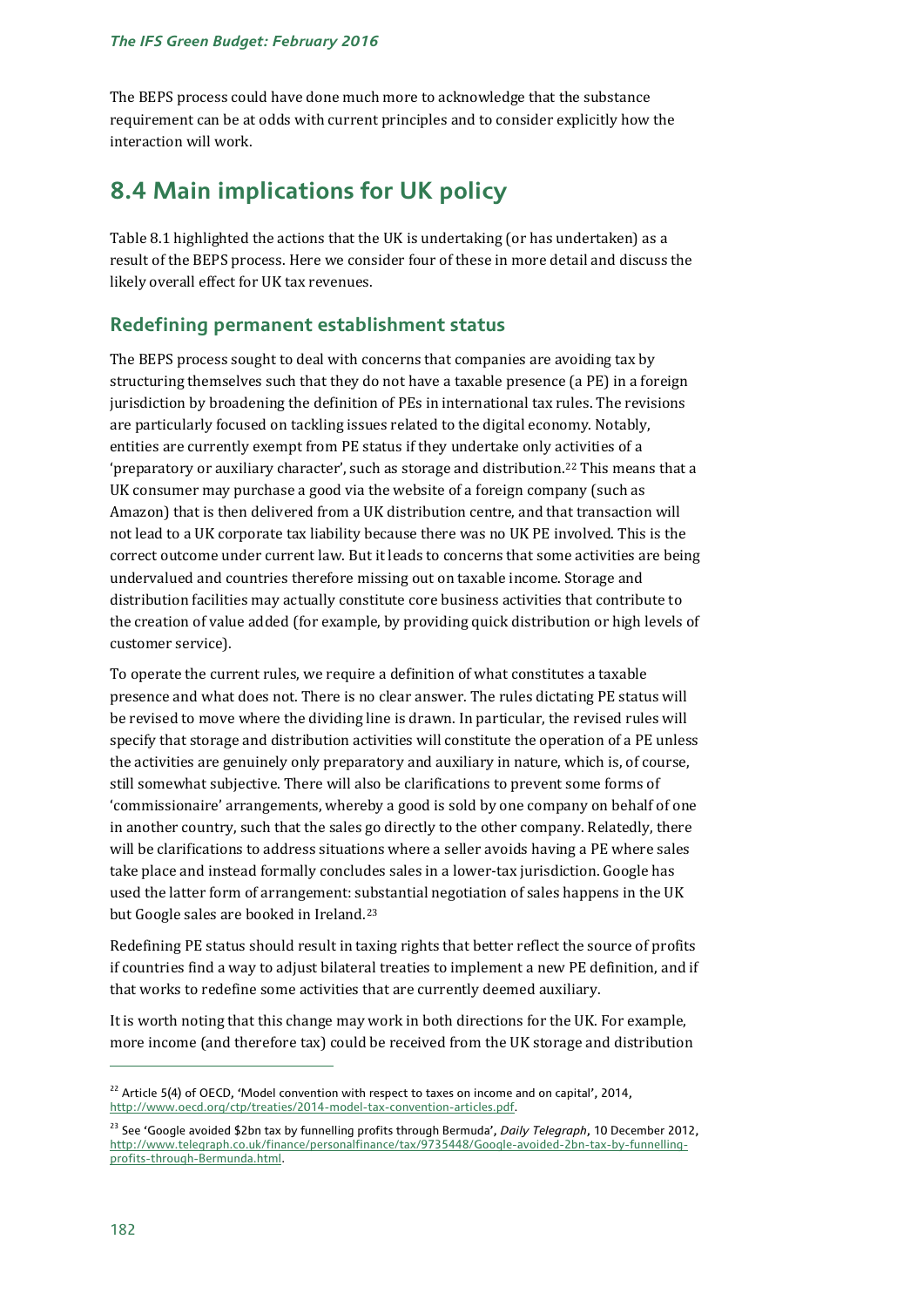The BEPS process could have done much more to acknowledge that the substance requirement can be at odds with current principles and to consider explicitly how the interaction will work.

## 8.4 Main implications for UK policy

Table 8.1 highlighted the actions that the UK is undertaking (or has undertaken) as a result of the BEPS process. Here we consider four of these in more detail and discuss the likely overall effect for UK tax revenues.

### Redefining permanent establishment status

The BEPS process sought to deal with concerns that companies are avoiding tax by structuring themselves such that they do not have a taxable presence (a PE) in a foreign jurisdiction by broadening the definition of PEs in international tax rules. The revisions are particularly focused on tackling issues related to the digital economy. Notably, entities are currently exempt from PE status if they undertake only activities of a 'preparatory or auxiliary character', such as storage and distribution.[22] This means that a UK consumer may purchase a good via the website of a foreign company (such as Amazon) that is then delivered from a UK distribution centre, and that transaction will not lead to a UK corporate tax liability because there was no UK PE involved. This is the correct outcome under current law. But it leads to concerns that some activities are being undervalued and countries therefore missing out on taxable income. Storage and distribution facilities may actually constitute core business activities that contribute to the creation of value added (for example, by providing quick distribution or high levels of customer service).

To operate the current rules, we require a definition of what constitutes a taxable presence and what does not. There is no clear answer. The rules dictating PE status will be revised to move where the dividing line is drawn. In particular, the revised rules will specify that storage and distribution activities will constitute the operation of a PE unless the activities are genuinely only preparatory and auxiliary in nature, which is, of course, still somewhat subjective. There will also be clarifications to prevent some forms of 'commissionaire' arrangements, whereby a good is sold by one company on behalf of one in another country, such that the sales go directly to the other company. Relatedly, there will be clarifications to address situations where a seller avoids having a PE where sales take place and instead formally concludes sales in a lower-tax jurisdiction. Google has used the latter form of arrangement: substantial negotiation of sales happens in the UK but Google sales are booked in Ireland.[23]

Redefining PE status should result in taxing rights that better reflect the source of profits if countries find a way to adjust bilateral treaties to implement a new PE definition, and if that works to redefine some activities that are currently deemed auxiliary.

It is worth noting that this change may work in both directions for the UK. For example, more income (and therefore tax) could be received from the UK storage and distribution

---

[22] Article 5(4) of OECD, 'Model convention with respect to taxes on income and on capital', 2014, http://www.oecd.org/ctp/treaties/2014-model-tax-convention-articles.pdf.

[23] See 'Google avoided $2bn tax by funnelling profits through Bermuda', *Daily Telegraph*, 10 December 2012, http://www.telegraph.co.uk/finance/personalfinance/tax/9735448/Google-avoided-2bn-tax-by-funnelling-profits-through-Bermunda.html.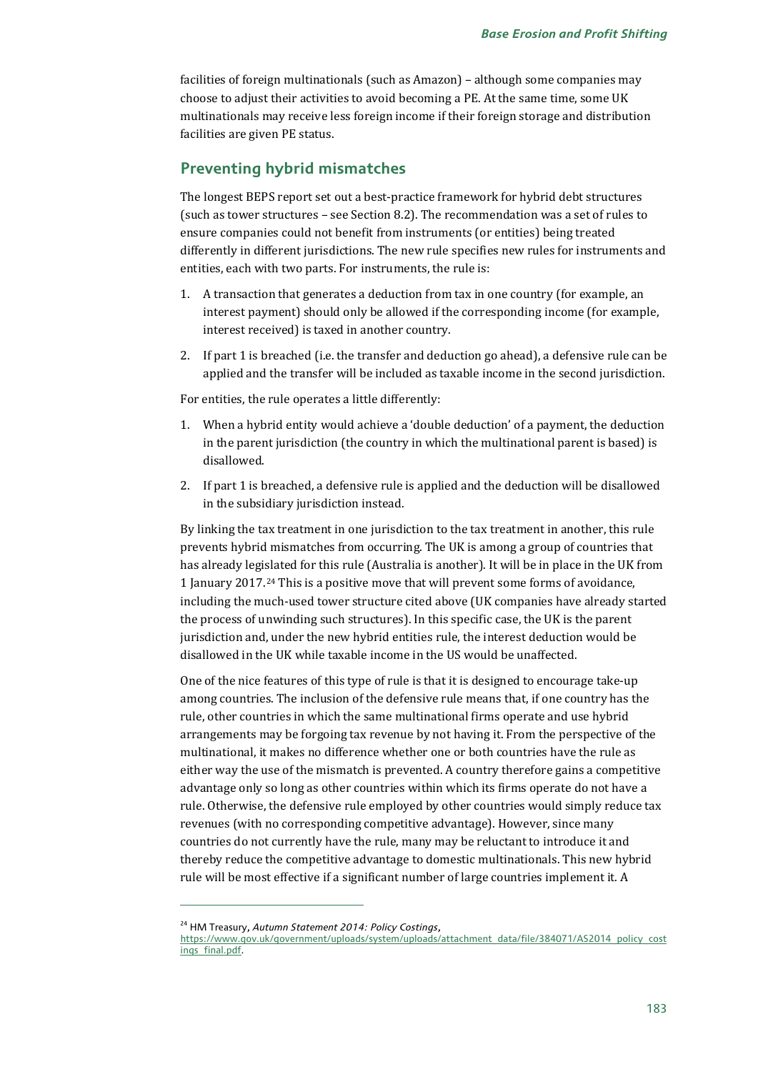facilities of foreign multinationals (such as Amazon) – although some companies may choose to adjust their activities to avoid becoming a PE. At the same time, some UK multinationals may receive less foreign income if their foreign storage and distribution facilities are given PE status.

## Preventing hybrid mismatches

The longest BEPS report set out a best-practice framework for hybrid debt structures (such as tower structures – see Section 8.2). The recommendation was a set of rules to ensure companies could not benefit from instruments (or entities) being treated differently in different jurisdictions. The new rule specifies new rules for instruments and entities, each with two parts. For instruments, the rule is:

1. A transaction that generates a deduction from tax in one country (for example, an interest payment) should only be allowed if the corresponding income (for example, interest received) is taxed in another country.
2. If part 1 is breached (i.e. the transfer and deduction go ahead), a defensive rule can be applied and the transfer will be included as taxable income in the second jurisdiction.

For entities, the rule operates a little differently:

1. When a hybrid entity would achieve a 'double deduction' of a payment, the deduction in the parent jurisdiction (the country in which the multinational parent is based) is disallowed.
2. If part 1 is breached, a defensive rule is applied and the deduction will be disallowed in the subsidiary jurisdiction instead.

By linking the tax treatment in one jurisdiction to the tax treatment in another, this rule prevents hybrid mismatches from occurring. The UK is among a group of countries that has already legislated for this rule (Australia is another). It will be in place in the UK from 1 January 2017.[24] This is a positive move that will prevent some forms of avoidance, including the much-used tower structure cited above (UK companies have already started the process of unwinding such structures). In this specific case, the UK is the parent jurisdiction and, under the new hybrid entities rule, the interest deduction would be disallowed in the UK while taxable income in the US would be unaffected.

One of the nice features of this type of rule is that it is designed to encourage take-up among countries. The inclusion of the defensive rule means that, if one country has the rule, other countries in which the same multinational firms operate and use hybrid arrangements may be forgoing tax revenue by not having it. From the perspective of the multinational, it makes no difference whether one or both countries have the rule as either way the use of the mismatch is prevented. A country therefore gains a competitive advantage only so long as other countries within which its firms operate do not have a rule. Otherwise, the defensive rule employed by other countries would simply reduce tax revenues (with no corresponding competitive advantage). However, since many countries do not currently have the rule, many may be reluctant to introduce it and thereby reduce the competitive advantage to domestic multinationals. This new hybrid rule will be most effective if a significant number of large countries implement it. A

[24] HM Treasury, *Autumn Statement 2014: Policy Costings*, https://www.gov.uk/government/uploads/system/uploads/attachment_data/file/384071/AS2014_policy_costings_final.pdf.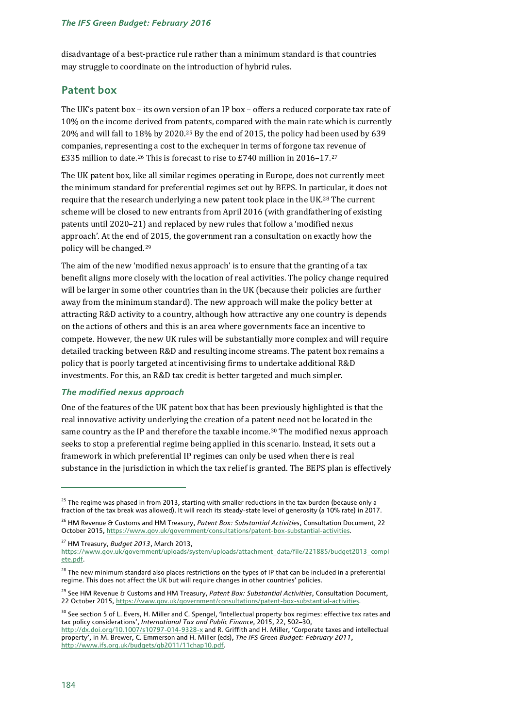disadvantage of a best-practice rule rather than a minimum standard is that countries may struggle to coordinate on the introduction of hybrid rules.

## Patent box

The UK's patent box – its own version of an IP box – offers a reduced corporate tax rate of 10% on the income derived from patents, compared with the main rate which is currently 20% and will fall to 18% by 2020.[25] By the end of 2015, the policy had been used by 639 companies, representing a cost to the exchequer in terms of forgone tax revenue of £335 million to date.[26] This is forecast to rise to £740 million in 2016–17.[27]

The UK patent box, like all similar regimes operating in Europe, does not currently meet the minimum standard for preferential regimes set out by BEPS. In particular, it does not require that the research underlying a new patent took place in the UK.[28] The current scheme will be closed to new entrants from April 2016 (with grandfathering of existing patents until 2020–21) and replaced by new rules that follow a 'modified nexus approach'. At the end of 2015, the government ran a consultation on exactly how the policy will be changed.[29]

The aim of the new 'modified nexus approach' is to ensure that the granting of a tax benefit aligns more closely with the location of real activities. The policy change required will be larger in some other countries than in the UK (because their policies are further away from the minimum standard). The new approach will make the policy better at attracting R&D activity to a country, although how attractive any one country is depends on the actions of others and this is an area where governments face an incentive to compete. However, the new UK rules will be substantially more complex and will require detailed tracking between R&D and resulting income streams. The patent box remains a policy that is poorly targeted at incentivising firms to undertake additional R&D investments. For this, an R&D tax credit is better targeted and much simpler.

### *The modified nexus approach*

One of the features of the UK patent box that has been previously highlighted is that the real innovative activity underlying the creation of a patent need not be located in the same country as the IP and therefore the taxable income.[30] The modified nexus approach seeks to stop a preferential regime being applied in this scenario. Instead, it sets out a framework in which preferential IP regimes can only be used when there is real substance in the jurisdiction in which the tax relief is granted. The BEPS plan is effectively

---

[25] The regime was phased in from 2013, starting with smaller reductions in the tax burden (because only a fraction of the tax break was allowed). It will reach its steady-state level of generosity (a 10% rate) in 2017.

[26] HM Revenue & Customs and HM Treasury, *Patent Box: Substantial Activities*, Consultation Document, 22 October 2015, https://www.gov.uk/government/consultations/patent-box-substantial-activities.

[27] HM Treasury, *Budget 2013*, March 2013, https://www.gov.uk/government/uploads/system/uploads/attachment_data/file/221885/budget2013_complete.pdf.

[28] The new minimum standard also places restrictions on the types of IP that can be included in a preferential regime. This does not affect the UK but will require changes in other countries' policies.

[29] See HM Revenue & Customs and HM Treasury, *Patent Box: Substantial Activities*, Consultation Document, 22 October 2015, https://www.gov.uk/government/consultations/patent-box-substantial-activities.

[30] See section 5 of L. Evers, H. Miller and C. Spengel, 'Intellectual property box regimes: effective tax rates and tax policy considerations', *International Tax and Public Finance*, 2015, 22, 502–30, http://dx.doi.org/10.1007/s10797-014-9328-x and R. Griffith and H. Miller, 'Corporate taxes and intellectual property', in M. Brewer, C. Emmerson and H. Miller (eds), *The IFS Green Budget: February 2011*, http://www.ifs.org.uk/budgets/gb2011/11chap10.pdf.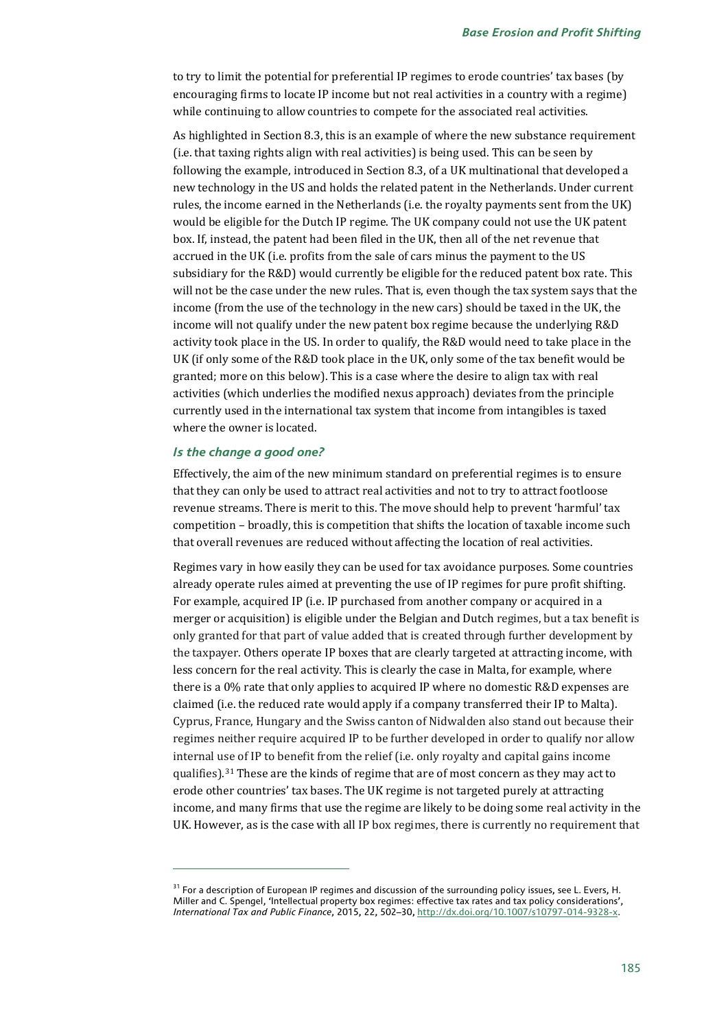to try to limit the potential for preferential IP regimes to erode countries' tax bases (by encouraging firms to locate IP income but not real activities in a country with a regime) while continuing to allow countries to compete for the associated real activities.

As highlighted in Section 8.3, this is an example of where the new substance requirement (i.e. that taxing rights align with real activities) is being used. This can be seen by following the example, introduced in Section 8.3, of a UK multinational that developed a new technology in the US and holds the related patent in the Netherlands. Under current rules, the income earned in the Netherlands (i.e. the royalty payments sent from the UK) would be eligible for the Dutch IP regime. The UK company could not use the UK patent box. If, instead, the patent had been filed in the UK, then all of the net revenue that accrued in the UK (i.e. profits from the sale of cars minus the payment to the US subsidiary for the R&D) would currently be eligible for the reduced patent box rate. This will not be the case under the new rules. That is, even though the tax system says that the income (from the use of the technology in the new cars) should be taxed in the UK, the income will not qualify under the new patent box regime because the underlying R&D activity took place in the US. In order to qualify, the R&D would need to take place in the UK (if only some of the R&D took place in the UK, only some of the tax benefit would be granted; more on this below). This is a case where the desire to align tax with real activities (which underlies the modified nexus approach) deviates from the principle currently used in the international tax system that income from intangibles is taxed where the owner is located.

### *Is the change a good one?*

Effectively, the aim of the new minimum standard on preferential regimes is to ensure that they can only be used to attract real activities and not to try to attract footloose revenue streams. There is merit to this. The move should help to prevent 'harmful' tax competition – broadly, this is competition that shifts the location of taxable income such that overall revenues are reduced without affecting the location of real activities.

Regimes vary in how easily they can be used for tax avoidance purposes. Some countries already operate rules aimed at preventing the use of IP regimes for pure profit shifting. For example, acquired IP (i.e. IP purchased from another company or acquired in a merger or acquisition) is eligible under the Belgian and Dutch regimes, but a tax benefit is only granted for that part of value added that is created through further development by the taxpayer. Others operate IP boxes that are clearly targeted at attracting income, with less concern for the real activity. This is clearly the case in Malta, for example, where there is a 0% rate that only applies to acquired IP where no domestic R&D expenses are claimed (i.e. the reduced rate would apply if a company transferred their IP to Malta). Cyprus, France, Hungary and the Swiss canton of Nidwalden also stand out because their regimes neither require acquired IP to be further developed in order to qualify nor allow internal use of IP to benefit from the relief (i.e. only royalty and capital gains income qualifies).[31] These are the kinds of regime that are of most concern as they may act to erode other countries' tax bases. The UK regime is not targeted purely at attracting income, and many firms that use the regime are likely to be doing some real activity in the UK. However, as is the case with all IP box regimes, there is currently no requirement that

---

[31] For a description of European IP regimes and discussion of the surrounding policy issues, see L. Evers, H. Miller and C. Spengel, 'Intellectual property box regimes: effective tax rates and tax policy considerations', *International Tax and Public Finance*, 2015, 22, 502–30, http://dx.doi.org/10.1007/s10797-014-9328-x.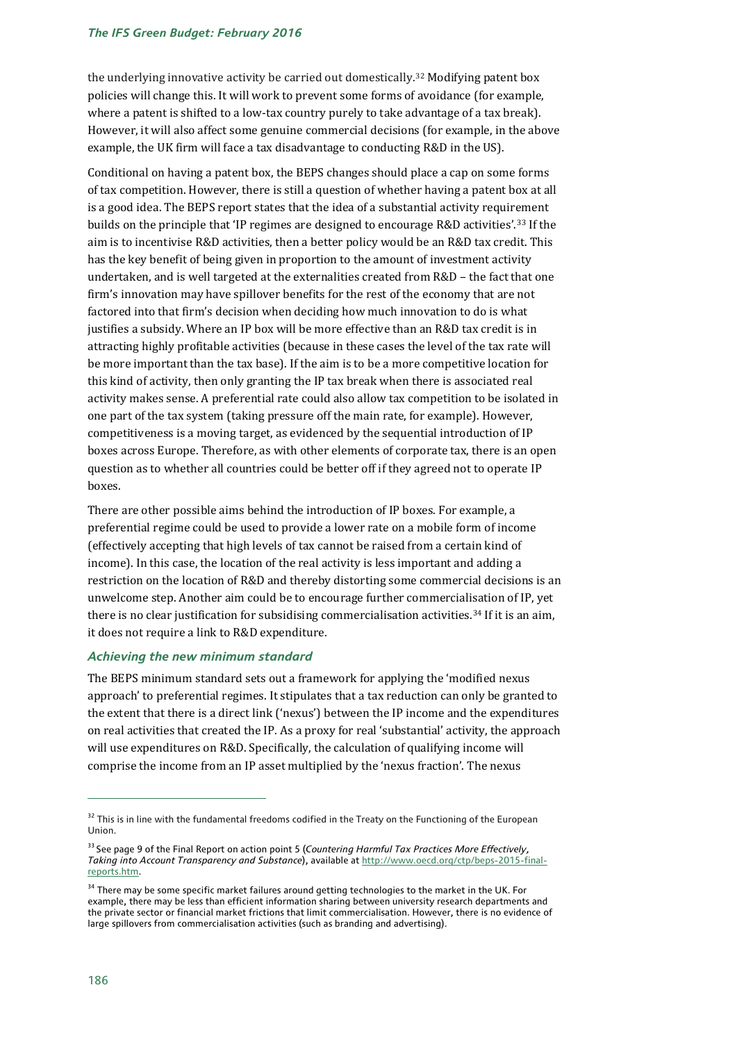the underlying innovative activity be carried out domestically.[32] Modifying patent box policies will change this. It will work to prevent some forms of avoidance (for example, where a patent is shifted to a low-tax country purely to take advantage of a tax break). However, it will also affect some genuine commercial decisions (for example, in the above example, the UK firm will face a tax disadvantage to conducting R&D in the US).

Conditional on having a patent box, the BEPS changes should place a cap on some forms of tax competition. However, there is still a question of whether having a patent box at all is a good idea. The BEPS report states that the idea of a substantial activity requirement builds on the principle that 'IP regimes are designed to encourage R&D activities'.[33] If the aim is to incentivise R&D activities, then a better policy would be an R&D tax credit. This has the key benefit of being given in proportion to the amount of investment activity undertaken, and is well targeted at the externalities created from R&D – the fact that one firm's innovation may have spillover benefits for the rest of the economy that are not factored into that firm's decision when deciding how much innovation to do is what justifies a subsidy. Where an IP box will be more effective than an R&D tax credit is in attracting highly profitable activities (because in these cases the level of the tax rate will be more important than the tax base). If the aim is to be a more competitive location for this kind of activity, then only granting the IP tax break when there is associated real activity makes sense. A preferential rate could also allow tax competition to be isolated in one part of the tax system (taking pressure off the main rate, for example). However, competitiveness is a moving target, as evidenced by the sequential introduction of IP boxes across Europe. Therefore, as with other elements of corporate tax, there is an open question as to whether all countries could be better off if they agreed not to operate IP boxes.

There are other possible aims behind the introduction of IP boxes. For example, a preferential regime could be used to provide a lower rate on a mobile form of income (effectively accepting that high levels of tax cannot be raised from a certain kind of income). In this case, the location of the real activity is less important and adding a restriction on the location of R&D and thereby distorting some commercial decisions is an unwelcome step. Another aim could be to encourage further commercialisation of IP, yet there is no clear justification for subsidising commercialisation activities.[34] If it is an aim, it does not require a link to R&D expenditure.

### *Achieving the new minimum standard*

The BEPS minimum standard sets out a framework for applying the 'modified nexus approach' to preferential regimes. It stipulates that a tax reduction can only be granted to the extent that there is a direct link ('nexus') between the IP income and the expenditures on real activities that created the IP. As a proxy for real 'substantial' activity, the approach will use expenditures on R&D. Specifically, the calculation of qualifying income will comprise the income from an IP asset multiplied by the 'nexus fraction'. The nexus

---

[32] This is in line with the fundamental freedoms codified in the Treaty on the Functioning of the European Union.

[33] See page 9 of the Final Report on action point 5 (*Countering Harmful Tax Practices More Effectively, Taking into Account Transparency and Substance*), available at http://www.oecd.org/ctp/beps-2015-final-reports.htm.

[34] There may be some specific market failures around getting technologies to the market in the UK. For example, there may be less than efficient information sharing between university research departments and the private sector or financial market frictions that limit commercialisation. However, there is no evidence of large spillovers from commercialisation activities (such as branding and advertising).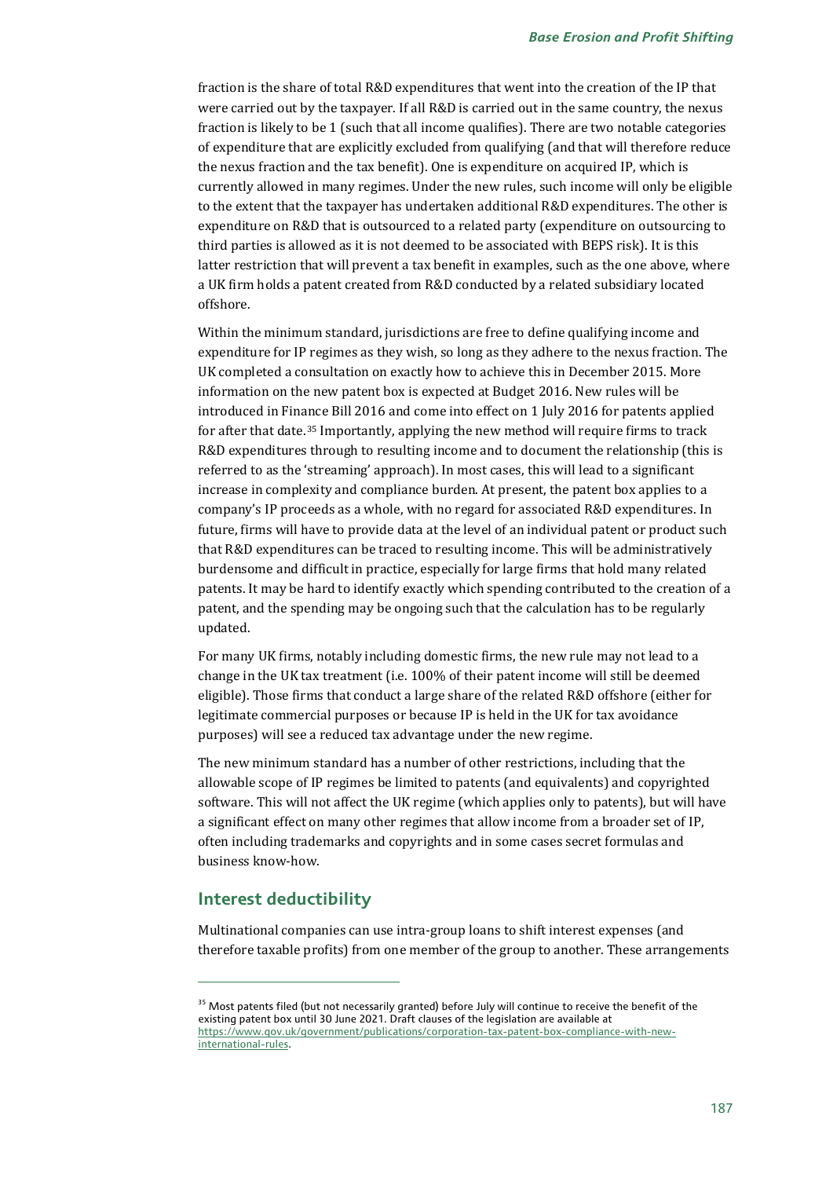fraction is the share of total R&D expenditures that went into the creation of the IP that were carried out by the taxpayer. If all R&D is carried out in the same country, the nexus fraction is likely to be 1 (such that all income qualifies). There are two notable categories of expenditure that are explicitly excluded from qualifying (and that will therefore reduce the nexus fraction and the tax benefit). One is expenditure on acquired IP, which is currently allowed in many regimes. Under the new rules, such income will only be eligible to the extent that the taxpayer has undertaken additional R&D expenditures. The other is expenditure on R&D that is outsourced to a related party (expenditure on outsourcing to third parties is allowed as it is not deemed to be associated with BEPS risk). It is this latter restriction that will prevent a tax benefit in examples, such as the one above, where a UK firm holds a patent created from R&D conducted by a related subsidiary located offshore.

Within the minimum standard, jurisdictions are free to define qualifying income and expenditure for IP regimes as they wish, so long as they adhere to the nexus fraction. The UK completed a consultation on exactly how to achieve this in December 2015. More information on the new patent box is expected at Budget 2016. New rules will be introduced in Finance Bill 2016 and come into effect on 1 July 2016 for patents applied for after that date.[35] Importantly, applying the new method will require firms to track R&D expenditures through to resulting income and to document the relationship (this is referred to as the 'streaming' approach). In most cases, this will lead to a significant increase in complexity and compliance burden. At present, the patent box applies to a company's IP proceeds as a whole, with no regard for associated R&D expenditures. In future, firms will have to provide data at the level of an individual patent or product such that R&D expenditures can be traced to resulting income. This will be administratively burdensome and difficult in practice, especially for large firms that hold many related patents. It may be hard to identify exactly which spending contributed to the creation of a patent, and the spending may be ongoing such that the calculation has to be regularly updated.

For many UK firms, notably including domestic firms, the new rule may not lead to a change in the UK tax treatment (i.e. 100% of their patent income will still be deemed eligible). Those firms that conduct a large share of the related R&D offshore (either for legitimate commercial purposes or because IP is held in the UK for tax avoidance purposes) will see a reduced tax advantage under the new regime.

The new minimum standard has a number of other restrictions, including that the allowable scope of IP regimes be limited to patents (and equivalents) and copyrighted software. This will not affect the UK regime (which applies only to patents), but will have a significant effect on many other regimes that allow income from a broader set of IP, often including trademarks and copyrights and in some cases secret formulas and business know-how.

## Interest deductibility

Multinational companies can use intra-group loans to shift interest expenses (and therefore taxable profits) from one member of the group to another. These arrangements

---

[35] Most patents filed (but not necessarily granted) before July will continue to receive the benefit of the existing patent box until 30 June 2021. Draft clauses of the legislation are available at https://www.gov.uk/government/publications/corporation-tax-patent-box-compliance-with-new-international-rules.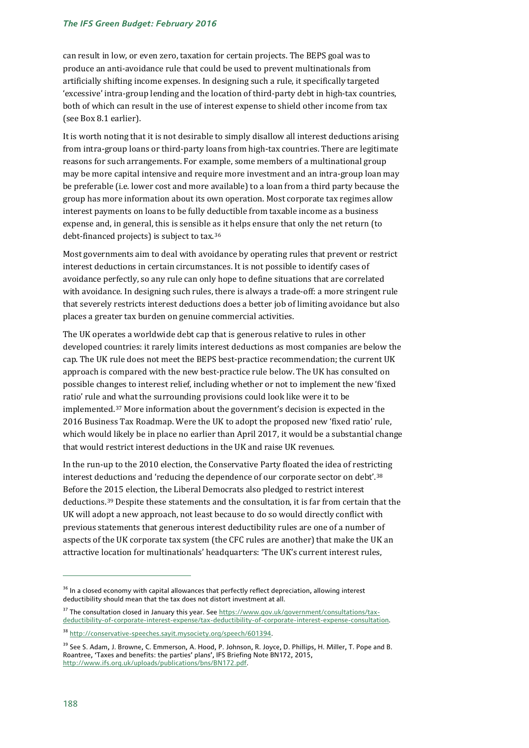can result in low, or even zero, taxation for certain projects. The BEPS goal was to produce an anti-avoidance rule that could be used to prevent multinationals from artificially shifting income expenses. In designing such a rule, it specifically targeted 'excessive' intra-group lending and the location of third-party debt in high-tax countries, both of which can result in the use of interest expense to shield other income from tax (see Box 8.1 earlier).

It is worth noting that it is not desirable to simply disallow all interest deductions arising from intra-group loans or third-party loans from high-tax countries. There are legitimate reasons for such arrangements. For example, some members of a multinational group may be more capital intensive and require more investment and an intra-group loan may be preferable (i.e. lower cost and more available) to a loan from a third party because the group has more information about its own operation. Most corporate tax regimes allow interest payments on loans to be fully deductible from taxable income as a business expense and, in general, this is sensible as it helps ensure that only the net return (to debt-financed projects) is subject to tax.[36]

Most governments aim to deal with avoidance by operating rules that prevent or restrict interest deductions in certain circumstances. It is not possible to identify cases of avoidance perfectly, so any rule can only hope to define situations that are correlated with avoidance. In designing such rules, there is always a trade-off: a more stringent rule that severely restricts interest deductions does a better job of limiting avoidance but also places a greater tax burden on genuine commercial activities.

The UK operates a worldwide debt cap that is generous relative to rules in other developed countries: it rarely limits interest deductions as most companies are below the cap. The UK rule does not meet the BEPS best-practice recommendation; the current UK approach is compared with the new best-practice rule below. The UK has consulted on possible changes to interest relief, including whether or not to implement the new 'fixed ratio' rule and what the surrounding provisions could look like were it to be implemented.[37] More information about the government's decision is expected in the 2016 Business Tax Roadmap. Were the UK to adopt the proposed new 'fixed ratio' rule, which would likely be in place no earlier than April 2017, it would be a substantial change that would restrict interest deductions in the UK and raise UK revenues.

In the run-up to the 2010 election, the Conservative Party floated the idea of restricting interest deductions and 'reducing the dependence of our corporate sector on debt'.[38] Before the 2015 election, the Liberal Democrats also pledged to restrict interest deductions.[39] Despite these statements and the consultation, it is far from certain that the UK will adopt a new approach, not least because to do so would directly conflict with previous statements that generous interest deductibility rules are one of a number of aspects of the UK corporate tax system (the CFC rules are another) that make the UK an attractive location for multinationals' headquarters: 'The UK's current interest rules,

---

[36] In a closed economy with capital allowances that perfectly reflect depreciation, allowing interest deductibility should mean that the tax does not distort investment at all.

[37] The consultation closed in January this year. See https://www.gov.uk/government/consultations/tax-deductibility-of-corporate-interest-expense/tax-deductibility-of-corporate-interest-expense-consultation.

[38] http://conservative-speeches.sayit.mysociety.org/speech/601394.

[39] See S. Adam, J. Browne, C. Emmerson, A. Hood, P. Johnson, R. Joyce, D. Phillips, H. Miller, T. Pope and B. Roantree, 'Taxes and benefits: the parties' plans', IFS Briefing Note BN172, 2015, http://www.ifs.org.uk/uploads/publications/bns/BN172.pdf.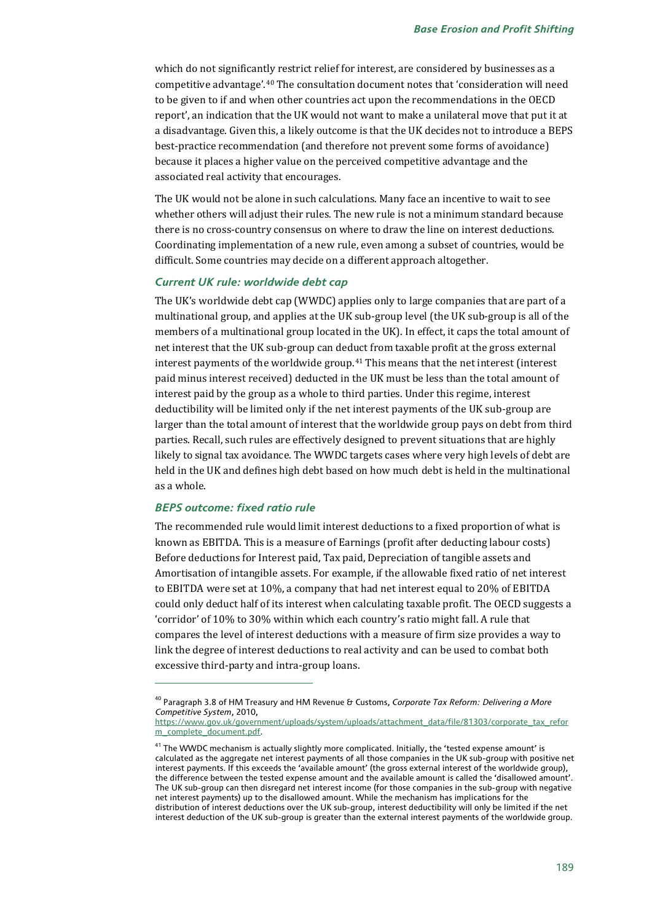which do not significantly restrict relief for interest, are considered by businesses as a competitive advantage'.[40] The consultation document notes that 'consideration will need to be given to if and when other countries act upon the recommendations in the OECD report', an indication that the UK would not want to make a unilateral move that put it at a disadvantage. Given this, a likely outcome is that the UK decides not to introduce a BEPS best-practice recommendation (and therefore not prevent some forms of avoidance) because it places a higher value on the perceived competitive advantage and the associated real activity that encourages.

The UK would not be alone in such calculations. Many face an incentive to wait to see whether others will adjust their rules. The new rule is not a minimum standard because there is no cross-country consensus on where to draw the line on interest deductions. Coordinating implementation of a new rule, even among a subset of countries, would be difficult. Some countries may decide on a different approach altogether.

### *Current UK rule: worldwide debt cap*

The UK's worldwide debt cap (WWDC) applies only to large companies that are part of a multinational group, and applies at the UK sub-group level (the UK sub-group is all of the members of a multinational group located in the UK). In effect, it caps the total amount of net interest that the UK sub-group can deduct from taxable profit at the gross external interest payments of the worldwide group.[41] This means that the net interest (interest paid minus interest received) deducted in the UK must be less than the total amount of interest paid by the group as a whole to third parties. Under this regime, interest deductibility will be limited only if the net interest payments of the UK sub-group are larger than the total amount of interest that the worldwide group pays on debt from third parties. Recall, such rules are effectively designed to prevent situations that are highly likely to signal tax avoidance. The WWDC targets cases where very high levels of debt are held in the UK and defines high debt based on how much debt is held in the multinational as a whole.

### *BEPS outcome: fixed ratio rule*

The recommended rule would limit interest deductions to a fixed proportion of what is known as EBITDA. This is a measure of Earnings (profit after deducting labour costs) Before deductions for Interest paid, Tax paid, Depreciation of tangible assets and Amortisation of intangible assets. For example, if the allowable fixed ratio of net interest to EBITDA were set at 10%, a company that had net interest equal to 20% of EBITDA could only deduct half of its interest when calculating taxable profit. The OECD suggests a 'corridor' of 10% to 30% within which each country's ratio might fall. A rule that compares the level of interest deductions with a measure of firm size provides a way to link the degree of interest deductions to real activity and can be used to combat both excessive third-party and intra-group loans.

---

[40] Paragraph 3.8 of HM Treasury and HM Revenue & Customs, *Corporate Tax Reform: Delivering a More Competitive System*, 2010, https://www.gov.uk/government/uploads/system/uploads/attachment_data/file/81303/corporate_tax_reform_complete_document.pdf.

[41] The WWDC mechanism is actually slightly more complicated. Initially, the 'tested expense amount' is calculated as the aggregate net interest payments of all those companies in the UK sub-group with positive net interest payments. If this exceeds the 'available amount' (the gross external interest of the worldwide group), the difference between the tested expense amount and the available amount is called the 'disallowed amount'. The UK sub-group can then disregard net interest income (for those companies in the sub-group with negative net interest payments) up to the disallowed amount. While the mechanism has implications for the distribution of interest deductions over the UK sub-group, interest deductibility will only be limited if the net interest deduction of the UK sub-group is greater than the external interest payments of the worldwide group.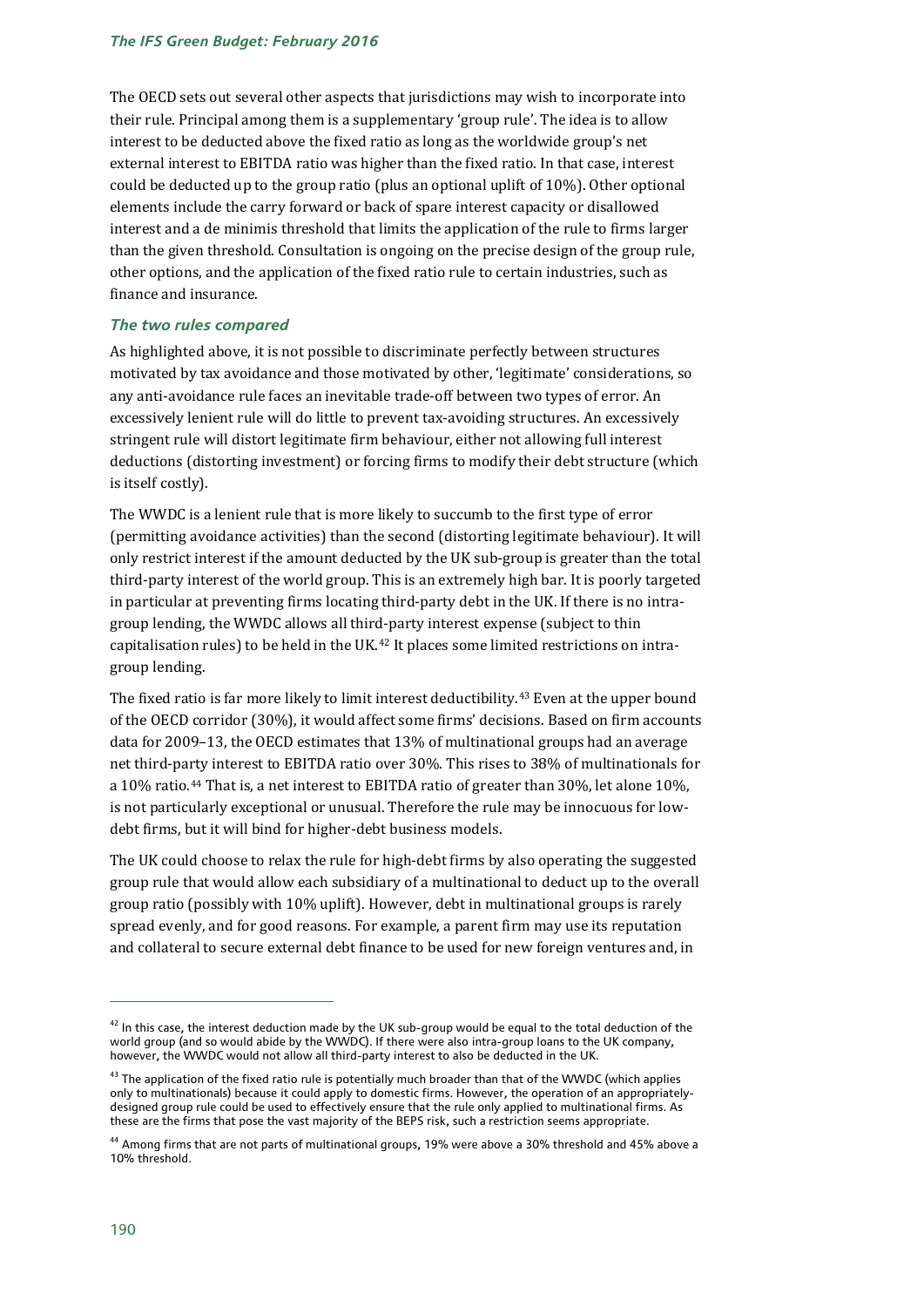The OECD sets out several other aspects that jurisdictions may wish to incorporate into their rule. Principal among them is a supplementary 'group rule'. The idea is to allow interest to be deducted above the fixed ratio as long as the worldwide group's net external interest to EBITDA ratio was higher than the fixed ratio. In that case, interest could be deducted up to the group ratio (plus an optional uplift of 10%). Other optional elements include the carry forward or back of spare interest capacity or disallowed interest and a de minimis threshold that limits the application of the rule to firms larger than the given threshold. Consultation is ongoing on the precise design of the group rule, other options, and the application of the fixed ratio rule to certain industries, such as finance and insurance.

### *The two rules compared*

As highlighted above, it is not possible to discriminate perfectly between structures motivated by tax avoidance and those motivated by other, 'legitimate' considerations, so any anti-avoidance rule faces an inevitable trade-off between two types of error. An excessively lenient rule will do little to prevent tax-avoiding structures. An excessively stringent rule will distort legitimate firm behaviour, either not allowing full interest deductions (distorting investment) or forcing firms to modify their debt structure (which is itself costly).

The WWDC is a lenient rule that is more likely to succumb to the first type of error (permitting avoidance activities) than the second (distorting legitimate behaviour). It will only restrict interest if the amount deducted by the UK sub-group is greater than the total third-party interest of the world group. This is an extremely high bar. It is poorly targeted in particular at preventing firms locating third-party debt in the UK. If there is no intra-group lending, the WWDC allows all third-party interest expense (subject to thin capitalisation rules) to be held in the UK.[42] It places some limited restrictions on intra-group lending.

The fixed ratio is far more likely to limit interest deductibility.[43] Even at the upper bound of the OECD corridor (30%), it would affect some firms' decisions. Based on firm accounts data for 2009–13, the OECD estimates that 13% of multinational groups had an average net third-party interest to EBITDA ratio over 30%. This rises to 38% of multinationals for a 10% ratio.[44] That is, a net interest to EBITDA ratio of greater than 30%, let alone 10%, is not particularly exceptional or unusual. Therefore the rule may be innocuous for low-debt firms, but it will bind for higher-debt business models.

The UK could choose to relax the rule for high-debt firms by also operating the suggested group rule that would allow each subsidiary of a multinational to deduct up to the overall group ratio (possibly with 10% uplift). However, debt in multinational groups is rarely spread evenly, and for good reasons. For example, a parent firm may use its reputation and collateral to secure external debt finance to be used for new foreign ventures and, in

---

[42] In this case, the interest deduction made by the UK sub-group would be equal to the total deduction of the world group (and so would abide by the WWDC). If there were also intra-group loans to the UK company, however, the WWDC would not allow all third-party interest to also be deducted in the UK.

[43] The application of the fixed ratio rule is potentially much broader than that of the WWDC (which applies only to multinationals) because it could apply to domestic firms. However, the operation of an appropriately-designed group rule could be used to effectively ensure that the rule only applied to multinational firms. As these are the firms that pose the vast majority of the BEPS risk, such a restriction seems appropriate.

[44] Among firms that are not parts of multinational groups, 19% were above a 30% threshold and 45% above a 10% threshold.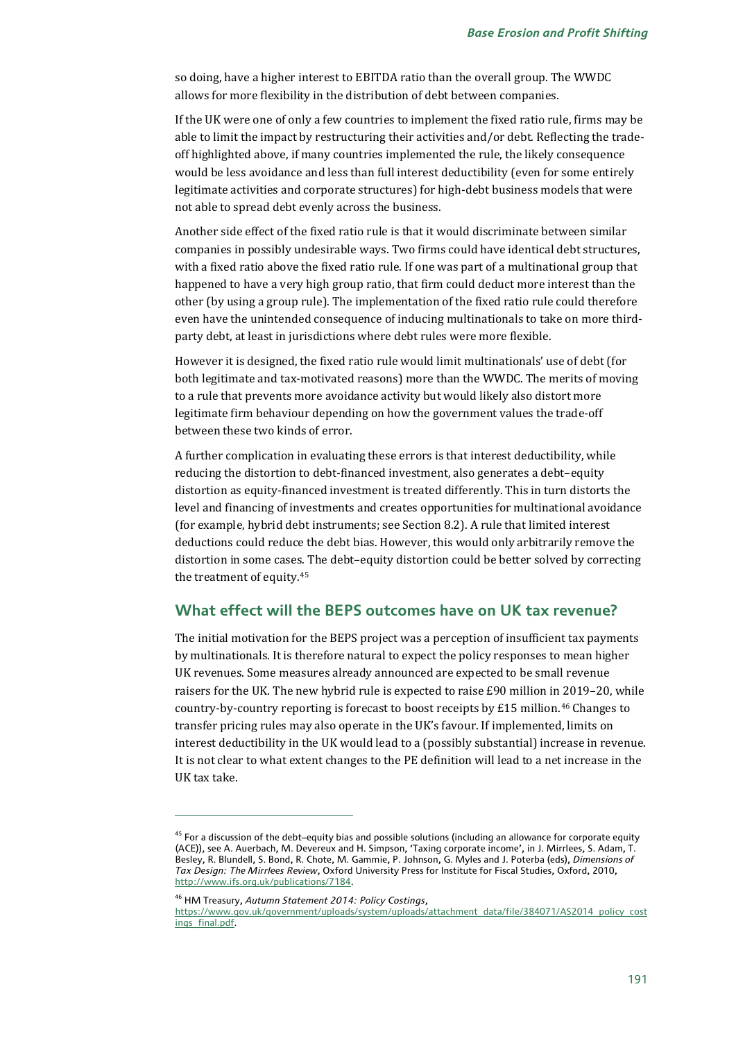so doing, have a higher interest to EBITDA ratio than the overall group. The WWDC allows for more flexibility in the distribution of debt between companies.

If the UK were one of only a few countries to implement the fixed ratio rule, firms may be able to limit the impact by restructuring their activities and/or debt. Reflecting the trade-off highlighted above, if many countries implemented the rule, the likely consequence would be less avoidance and less than full interest deductibility (even for some entirely legitimate activities and corporate structures) for high-debt business models that were not able to spread debt evenly across the business.

Another side effect of the fixed ratio rule is that it would discriminate between similar companies in possibly undesirable ways. Two firms could have identical debt structures, with a fixed ratio above the fixed ratio rule. If one was part of a multinational group that happened to have a very high group ratio, that firm could deduct more interest than the other (by using a group rule). The implementation of the fixed ratio rule could therefore even have the unintended consequence of inducing multinationals to take on more third-party debt, at least in jurisdictions where debt rules were more flexible.

However it is designed, the fixed ratio rule would limit multinationals' use of debt (for both legitimate and tax-motivated reasons) more than the WWDC. The merits of moving to a rule that prevents more avoidance activity but would likely also distort more legitimate firm behaviour depending on how the government values the trade-off between these two kinds of error.

A further complication in evaluating these errors is that interest deductibility, while reducing the distortion to debt-financed investment, also generates a debt–equity distortion as equity-financed investment is treated differently. This in turn distorts the level and financing of investments and creates opportunities for multinational avoidance (for example, hybrid debt instruments; see Section 8.2). A rule that limited interest deductions could reduce the debt bias. However, this would only arbitrarily remove the distortion in some cases. The debt–equity distortion could be better solved by correcting the treatment of equity.[45]

## What effect will the BEPS outcomes have on UK tax revenue?

The initial motivation for the BEPS project was a perception of insufficient tax payments by multinationals. It is therefore natural to expect the policy responses to mean higher UK revenues. Some measures already announced are expected to be small revenue raisers for the UK. The new hybrid rule is expected to raise £90 million in 2019–20, while country-by-country reporting is forecast to boost receipts by £15 million.[46] Changes to transfer pricing rules may also operate in the UK's favour. If implemented, limits on interest deductibility in the UK would lead to a (possibly substantial) increase in revenue. It is not clear to what extent changes to the PE definition will lead to a net increase in the UK tax take.

---

[45] For a discussion of the debt–equity bias and possible solutions (including an allowance for corporate equity (ACE)), see A. Auerbach, M. Devereux and H. Simpson, 'Taxing corporate income', in J. Mirrlees, S. Adam, T. Besley, R. Blundell, S. Bond, R. Chote, M. Gammie, P. Johnson, G. Myles and J. Poterba (eds), *Dimensions of Tax Design: The Mirrlees Review*, Oxford University Press for Institute for Fiscal Studies, Oxford, 2010, http://www.ifs.org.uk/publications/7184.

[46] HM Treasury, *Autumn Statement 2014: Policy Costings*, https://www.gov.uk/government/uploads/system/uploads/attachment_data/file/384071/AS2014_policy_costings_final.pdf.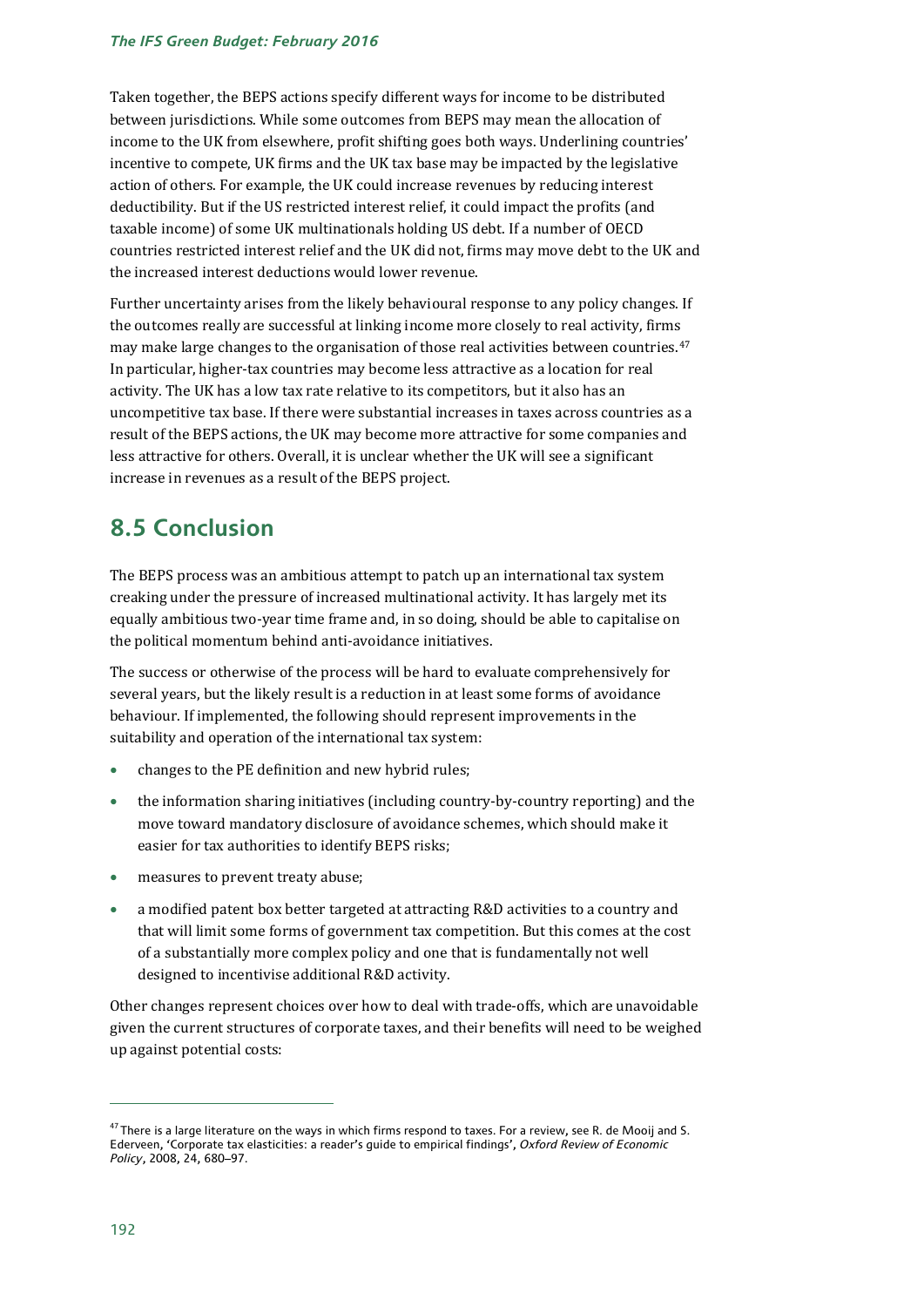Taken together, the BEPS actions specify different ways for income to be distributed between jurisdictions. While some outcomes from BEPS may mean the allocation of income to the UK from elsewhere, profit shifting goes both ways. Underlining countries' incentive to compete, UK firms and the UK tax base may be impacted by the legislative action of others. For example, the UK could increase revenues by reducing interest deductibility. But if the US restricted interest relief, it could impact the profits (and taxable income) of some UK multinationals holding US debt. If a number of OECD countries restricted interest relief and the UK did not, firms may move debt to the UK and the increased interest deductions would lower revenue.

Further uncertainty arises from the likely behavioural response to any policy changes. If the outcomes really are successful at linking income more closely to real activity, firms may make large changes to the organisation of those real activities between countries.[47] In particular, higher-tax countries may become less attractive as a location for real activity. The UK has a low tax rate relative to its competitors, but it also has an uncompetitive tax base. If there were substantial increases in taxes across countries as a result of the BEPS actions, the UK may become more attractive for some companies and less attractive for others. Overall, it is unclear whether the UK will see a significant increase in revenues as a result of the BEPS project.

## 8.5 Conclusion

The BEPS process was an ambitious attempt to patch up an international tax system creaking under the pressure of increased multinational activity. It has largely met its equally ambitious two-year time frame and, in so doing, should be able to capitalise on the political momentum behind anti-avoidance initiatives.

The success or otherwise of the process will be hard to evaluate comprehensively for several years, but the likely result is a reduction in at least some forms of avoidance behaviour. If implemented, the following should represent improvements in the suitability and operation of the international tax system:

- changes to the PE definition and new hybrid rules;
- the information sharing initiatives (including country-by-country reporting) and the move toward mandatory disclosure of avoidance schemes, which should make it easier for tax authorities to identify BEPS risks;
- measures to prevent treaty abuse;
- a modified patent box better targeted at attracting R&D activities to a country and that will limit some forms of government tax competition. But this comes at the cost of a substantially more complex policy and one that is fundamentally not well designed to incentivise additional R&D activity.

Other changes represent choices over how to deal with trade-offs, which are unavoidable given the current structures of corporate taxes, and their benefits will need to be weighed up against potential costs:

[47] There is a large literature on the ways in which firms respond to taxes. For a review, see R. de Mooij and S. Ederveen, 'Corporate tax elasticities: a reader's guide to empirical findings', *Oxford Review of Economic Policy*, 2008, 24, 680–97.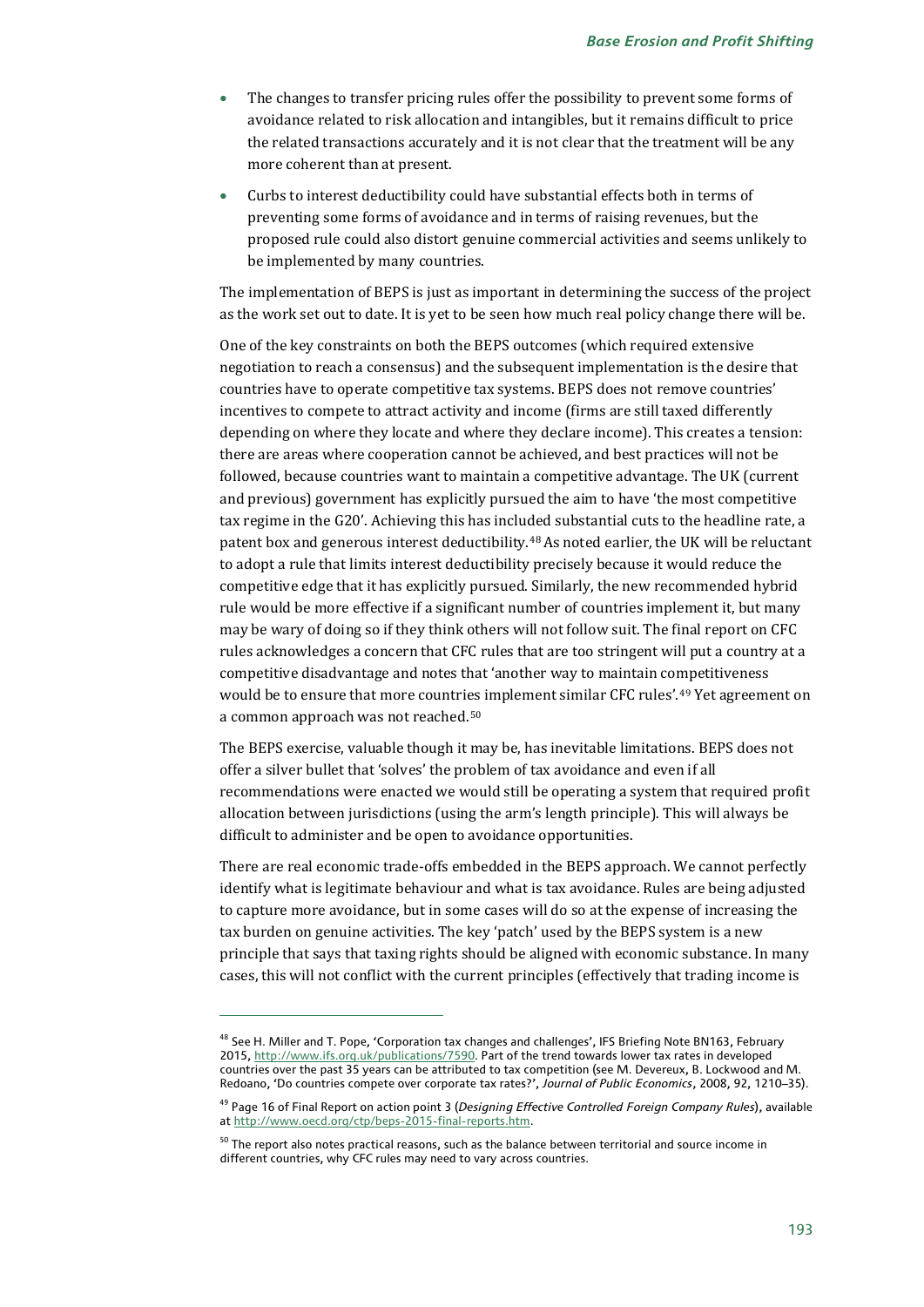- The changes to transfer pricing rules offer the possibility to prevent some forms of avoidance related to risk allocation and intangibles, but it remains difficult to price the related transactions accurately and it is not clear that the treatment will be any more coherent than at present.
- Curbs to interest deductibility could have substantial effects both in terms of preventing some forms of avoidance and in terms of raising revenues, but the proposed rule could also distort genuine commercial activities and seems unlikely to be implemented by many countries.

The implementation of BEPS is just as important in determining the success of the project as the work set out to date. It is yet to be seen how much real policy change there will be.

One of the key constraints on both the BEPS outcomes (which required extensive negotiation to reach a consensus) and the subsequent implementation is the desire that countries have to operate competitive tax systems. BEPS does not remove countries' incentives to compete to attract activity and income (firms are still taxed differently depending on where they locate and where they declare income). This creates a tension: there are areas where cooperation cannot be achieved, and best practices will not be followed, because countries want to maintain a competitive advantage. The UK (current and previous) government has explicitly pursued the aim to have 'the most competitive tax regime in the G20'. Achieving this has included substantial cuts to the headline rate, a patent box and generous interest deductibility.[48] As noted earlier, the UK will be reluctant to adopt a rule that limits interest deductibility precisely because it would reduce the competitive edge that it has explicitly pursued. Similarly, the new recommended hybrid rule would be more effective if a significant number of countries implement it, but many may be wary of doing so if they think others will not follow suit. The final report on CFC rules acknowledges a concern that CFC rules that are too stringent will put a country at a competitive disadvantage and notes that 'another way to maintain competitiveness would be to ensure that more countries implement similar CFC rules'.[49] Yet agreement on a common approach was not reached.[50]

The BEPS exercise, valuable though it may be, has inevitable limitations. BEPS does not offer a silver bullet that 'solves' the problem of tax avoidance and even if all recommendations were enacted we would still be operating a system that required profit allocation between jurisdictions (using the arm's length principle). This will always be difficult to administer and be open to avoidance opportunities.

There are real economic trade-offs embedded in the BEPS approach. We cannot perfectly identify what is legitimate behaviour and what is tax avoidance. Rules are being adjusted to capture more avoidance, but in some cases will do so at the expense of increasing the tax burden on genuine activities. The key 'patch' used by the BEPS system is a new principle that says that taxing rights should be aligned with economic substance. In many cases, this will not conflict with the current principles (effectively that trading income is

---

[48] See H. Miller and T. Pope, 'Corporation tax changes and challenges', IFS Briefing Note BN163, February 2015, http://www.ifs.org.uk/publications/7590. Part of the trend towards lower tax rates in developed countries over the past 35 years can be attributed to tax competition (see M. Devereux, B. Lockwood and M. Redoano, 'Do countries compete over corporate tax rates?', *Journal of Public Economics*, 2008, 92, 1210–35).

[49] Page 16 of Final Report on action point 3 (*Designing Effective Controlled Foreign Company Rules*), available at http://www.oecd.org/ctp/beps-2015-final-reports.htm.

[50] The report also notes practical reasons, such as the balance between territorial and source income in different countries, why CFC rules may need to vary across countries.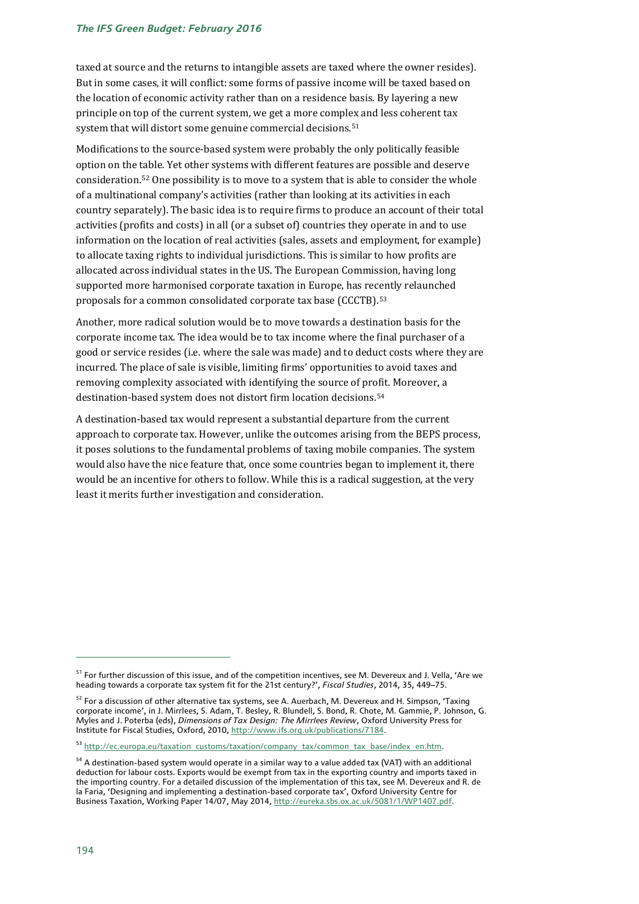taxed at source and the returns to intangible assets are taxed where the owner resides). But in some cases, it will conflict: some forms of passive income will be taxed based on the location of economic activity rather than on a residence basis. By layering a new principle on top of the current system, we get a more complex and less coherent tax system that will distort some genuine commercial decisions.[51]

Modifications to the source-based system were probably the only politically feasible option on the table. Yet other systems with different features are possible and deserve consideration.[52] One possibility is to move to a system that is able to consider the whole of a multinational company's activities (rather than looking at its activities in each country separately). The basic idea is to require firms to produce an account of their total activities (profits and costs) in all (or a subset of) countries they operate in and to use information on the location of real activities (sales, assets and employment, for example) to allocate taxing rights to individual jurisdictions. This is similar to how profits are allocated across individual states in the US. The European Commission, having long supported more harmonised corporate taxation in Europe, has recently relaunched proposals for a common consolidated corporate tax base (CCCTB).[53]

Another, more radical solution would be to move towards a destination basis for the corporate income tax. The idea would be to tax income where the final purchaser of a good or service resides (i.e. where the sale was made) and to deduct costs where they are incurred. The place of sale is visible, limiting firms' opportunities to avoid taxes and removing complexity associated with identifying the source of profit. Moreover, a destination-based system does not distort firm location decisions.[54]

A destination-based tax would represent a substantial departure from the current approach to corporate tax. However, unlike the outcomes arising from the BEPS process, it poses solutions to the fundamental problems of taxing mobile companies. The system would also have the nice feature that, once some countries began to implement it, there would be an incentive for others to follow. While this is a radical suggestion, at the very least it merits further investigation and consideration.

---

[51] For further discussion of this issue, and of the competition incentives, see M. Devereux and J. Vella, 'Are we heading towards a corporate tax system fit for the 21st century?', *Fiscal Studies*, 2014, 35, 449–75.

[52] For a discussion of other alternative tax systems, see A. Auerbach, M. Devereux and H. Simpson, 'Taxing corporate income', in J. Mirrlees, S. Adam, T. Besley, R. Blundell, S. Bond, R. Chote, M. Gammie, P. Johnson, G. Myles and J. Poterba (eds), *Dimensions of Tax Design: The Mirrlees Review*, Oxford University Press for Institute for Fiscal Studies, Oxford, 2010, http://www.ifs.org.uk/publications/7184.

[53] http://ec.europa.eu/taxation_customs/taxation/company_tax/common_tax_base/index_en.htm.

[54] A destination-based system would operate in a similar way to a value added tax (VAT) with an additional deduction for labour costs. Exports would be exempt from tax in the exporting country and imports taxed in the importing country. For a detailed discussion of the implementation of this tax, see M. Devereux and R. de la Faria, 'Designing and implementing a destination-based corporate tax', Oxford University Centre for Business Taxation, Working Paper 14/07, May 2014, http://eureka.sbs.ox.ac.uk/5081/1/WP1407.pdf.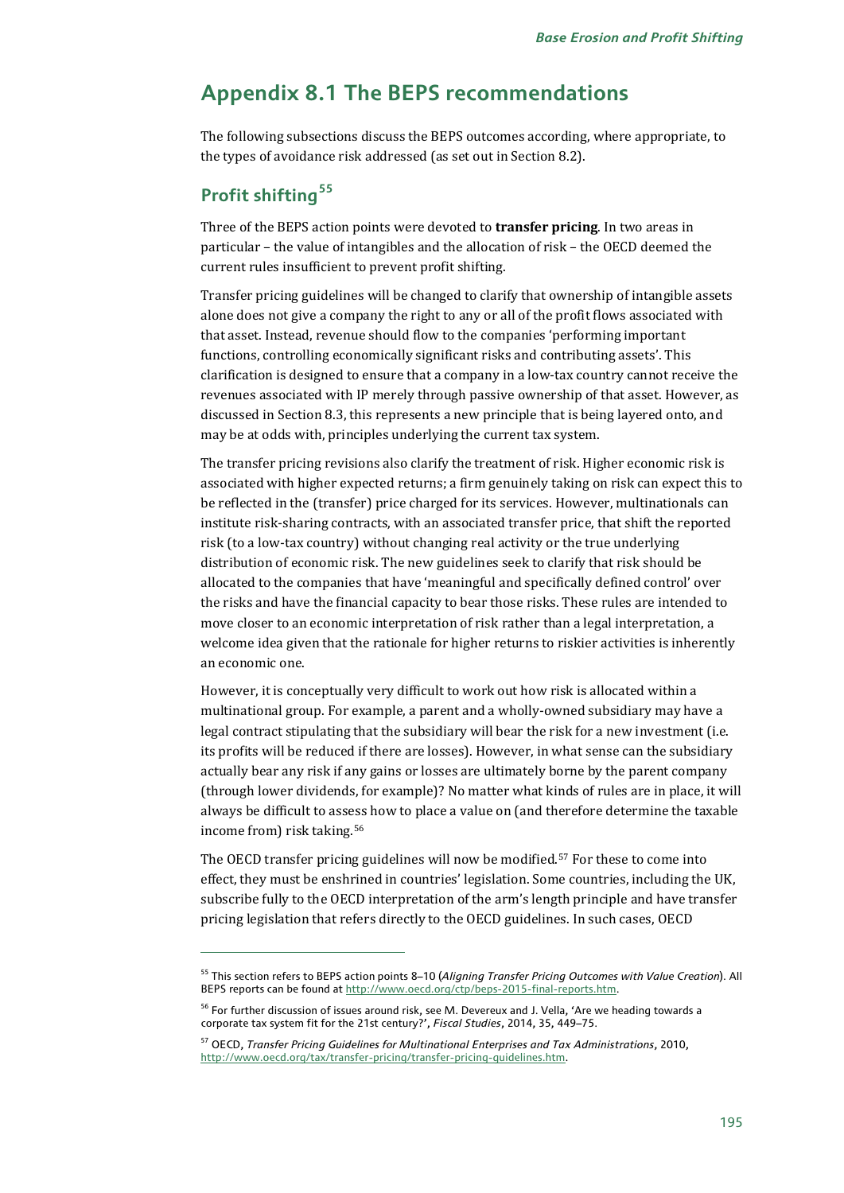# Appendix 8.1 The BEPS recommendations

The following subsections discuss the BEPS outcomes according, where appropriate, to the types of avoidance risk addressed (as set out in Section 8.2).

## Profit shifting[55]

Three of the BEPS action points were devoted to **transfer pricing**. In two areas in particular – the value of intangibles and the allocation of risk – the OECD deemed the current rules insufficient to prevent profit shifting.

Transfer pricing guidelines will be changed to clarify that ownership of intangible assets alone does not give a company the right to any or all of the profit flows associated with that asset. Instead, revenue should flow to the companies 'performing important functions, controlling economically significant risks and contributing assets'. This clarification is designed to ensure that a company in a low-tax country cannot receive the revenues associated with IP merely through passive ownership of that asset. However, as discussed in Section 8.3, this represents a new principle that is being layered onto, and may be at odds with, principles underlying the current tax system.

The transfer pricing revisions also clarify the treatment of risk. Higher economic risk is associated with higher expected returns; a firm genuinely taking on risk can expect this to be reflected in the (transfer) price charged for its services. However, multinationals can institute risk-sharing contracts, with an associated transfer price, that shift the reported risk (to a low-tax country) without changing real activity or the true underlying distribution of economic risk. The new guidelines seek to clarify that risk should be allocated to the companies that have 'meaningful and specifically defined control' over the risks and have the financial capacity to bear those risks. These rules are intended to move closer to an economic interpretation of risk rather than a legal interpretation, a welcome idea given that the rationale for higher returns to riskier activities is inherently an economic one.

However, it is conceptually very difficult to work out how risk is allocated within a multinational group. For example, a parent and a wholly-owned subsidiary may have a legal contract stipulating that the subsidiary will bear the risk for a new investment (i.e. its profits will be reduced if there are losses). However, in what sense can the subsidiary actually bear any risk if any gains or losses are ultimately borne by the parent company (through lower dividends, for example)? No matter what kinds of rules are in place, it will always be difficult to assess how to place a value on (and therefore determine the taxable income from) risk taking.[56]

The OECD transfer pricing guidelines will now be modified.[57] For these to come into effect, they must be enshrined in countries' legislation. Some countries, including the UK, subscribe fully to the OECD interpretation of the arm's length principle and have transfer pricing legislation that refers directly to the OECD guidelines. In such cases, OECD

---

[55] This section refers to BEPS action points 8–10 (*Aligning Transfer Pricing Outcomes with Value Creation*). All BEPS reports can be found at http://www.oecd.org/ctp/beps-2015-final-reports.htm.

[56] For further discussion of issues around risk, see M. Devereux and J. Vella, 'Are we heading towards a corporate tax system fit for the 21st century?', *Fiscal Studies*, 2014, 35, 449–75.

[57] OECD, *Transfer Pricing Guidelines for Multinational Enterprises and Tax Administrations*, 2010, http://www.oecd.org/tax/transfer-pricing/transfer-pricing-guidelines.htm.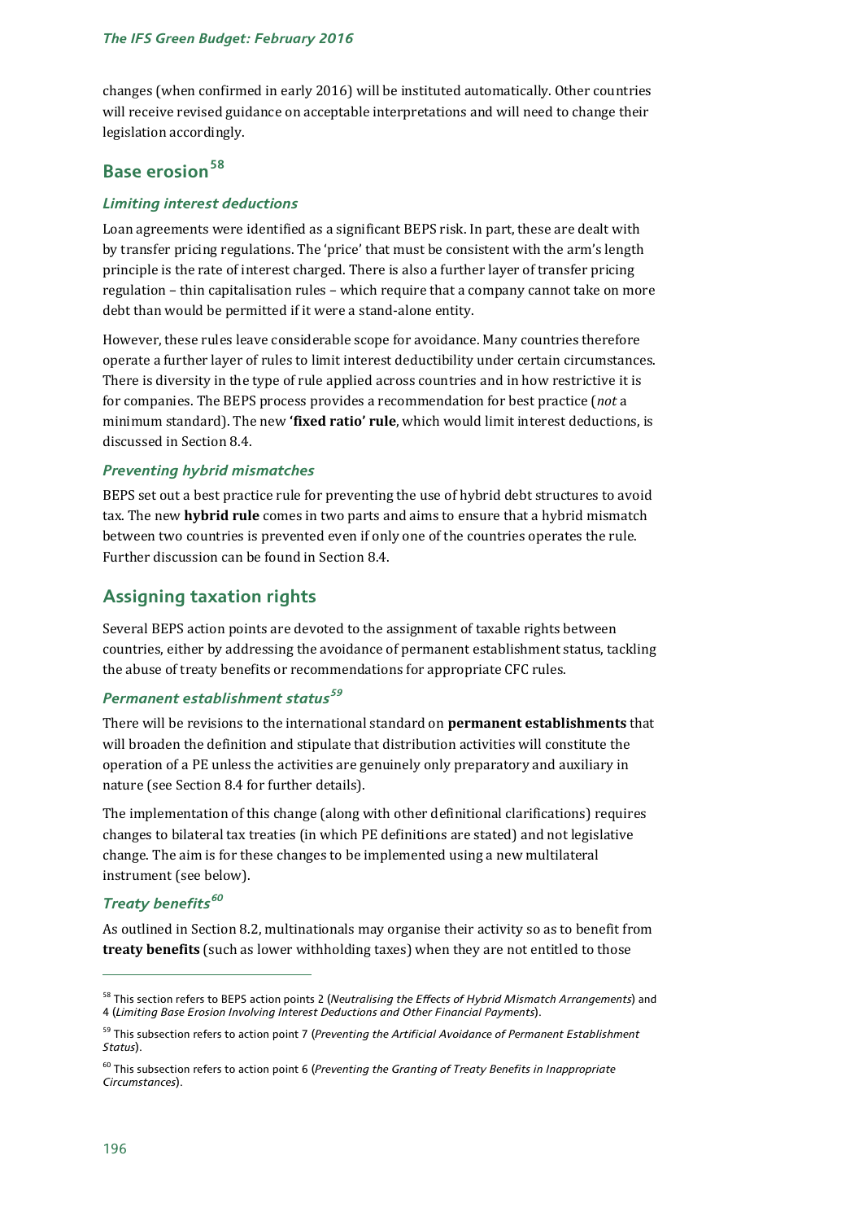changes (when confirmed in early 2016) will be instituted automatically. Other countries will receive revised guidance on acceptable interpretations and will need to change their legislation accordingly.

## Base erosion[58]

### *Limiting interest deductions*

Loan agreements were identified as a significant BEPS risk. In part, these are dealt with by transfer pricing regulations. The 'price' that must be consistent with the arm's length principle is the rate of interest charged. There is also a further layer of transfer pricing regulation – thin capitalisation rules – which require that a company cannot take on more debt than would be permitted if it were a stand-alone entity.

However, these rules leave considerable scope for avoidance. Many countries therefore operate a further layer of rules to limit interest deductibility under certain circumstances. There is diversity in the type of rule applied across countries and in how restrictive it is for companies. The BEPS process provides a recommendation for best practice (*not* a minimum standard). The new **'fixed ratio' rule**, which would limit interest deductions, is discussed in Section 8.4.

### *Preventing hybrid mismatches*

BEPS set out a best practice rule for preventing the use of hybrid debt structures to avoid tax. The new **hybrid rule** comes in two parts and aims to ensure that a hybrid mismatch between two countries is prevented even if only one of the countries operates the rule. Further discussion can be found in Section 8.4.

## Assigning taxation rights

Several BEPS action points are devoted to the assignment of taxable rights between countries, either by addressing the avoidance of permanent establishment status, tackling the abuse of treaty benefits or recommendations for appropriate CFC rules.

### *Permanent establishment status*[59]

There will be revisions to the international standard on **permanent establishments** that will broaden the definition and stipulate that distribution activities will constitute the operation of a PE unless the activities are genuinely only preparatory and auxiliary in nature (see Section 8.4 for further details).

The implementation of this change (along with other definitional clarifications) requires changes to bilateral tax treaties (in which PE definitions are stated) and not legislative change. The aim is for these changes to be implemented using a new multilateral instrument (see below).

### *Treaty benefits*[60]

As outlined in Section 8.2, multinationals may organise their activity so as to benefit from **treaty benefits** (such as lower withholding taxes) when they are not entitled to those

---

[58] This section refers to BEPS action points 2 (*Neutralising the Effects of Hybrid Mismatch Arrangements*) and 4 (*Limiting Base Erosion Involving Interest Deductions and Other Financial Payments*).

[59] This subsection refers to action point 7 (*Preventing the Artificial Avoidance of Permanent Establishment Status*).

[60] This subsection refers to action point 6 (*Preventing the Granting of Treaty Benefits in Inappropriate Circumstances*).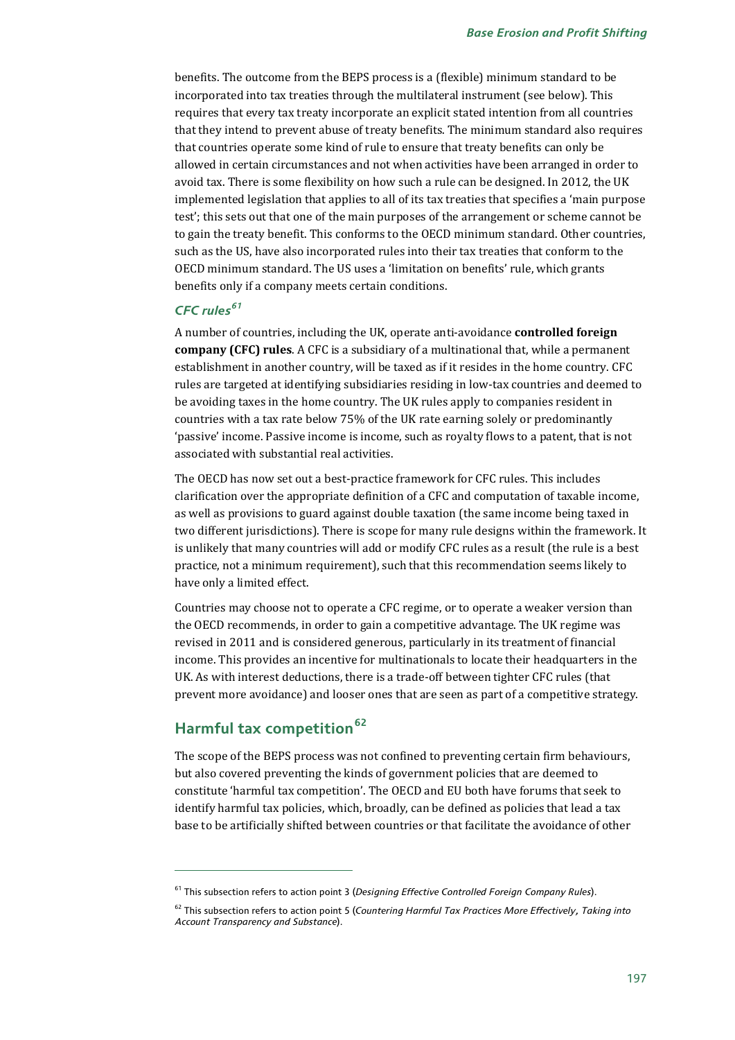benefits. The outcome from the BEPS process is a (flexible) minimum standard to be incorporated into tax treaties through the multilateral instrument (see below). This requires that every tax treaty incorporate an explicit stated intention from all countries that they intend to prevent abuse of treaty benefits. The minimum standard also requires that countries operate some kind of rule to ensure that treaty benefits can only be allowed in certain circumstances and not when activities have been arranged in order to avoid tax. There is some flexibility on how such a rule can be designed. In 2012, the UK implemented legislation that applies to all of its tax treaties that specifies a 'main purpose test'; this sets out that one of the main purposes of the arrangement or scheme cannot be to gain the treaty benefit. This conforms to the OECD minimum standard. Other countries, such as the US, have also incorporated rules into their tax treaties that conform to the OECD minimum standard. The US uses a 'limitation on benefits' rule, which grants benefits only if a company meets certain conditions.

### *CFC rules*[61]

A number of countries, including the UK, operate anti-avoidance **controlled foreign company (CFC) rules**. A CFC is a subsidiary of a multinational that, while a permanent establishment in another country, will be taxed as if it resides in the home country. CFC rules are targeted at identifying subsidiaries residing in low-tax countries and deemed to be avoiding taxes in the home country. The UK rules apply to companies resident in countries with a tax rate below 75% of the UK rate earning solely or predominantly 'passive' income. Passive income is income, such as royalty flows to a patent, that is not associated with substantial real activities.

The OECD has now set out a best-practice framework for CFC rules. This includes clarification over the appropriate definition of a CFC and computation of taxable income, as well as provisions to guard against double taxation (the same income being taxed in two different jurisdictions). There is scope for many rule designs within the framework. It is unlikely that many countries will add or modify CFC rules as a result (the rule is a best practice, not a minimum requirement), such that this recommendation seems likely to have only a limited effect.

Countries may choose not to operate a CFC regime, or to operate a weaker version than the OECD recommends, in order to gain a competitive advantage. The UK regime was revised in 2011 and is considered generous, particularly in its treatment of financial income. This provides an incentive for multinationals to locate their headquarters in the UK. As with interest deductions, there is a trade-off between tighter CFC rules (that prevent more avoidance) and looser ones that are seen as part of a competitive strategy.

## Harmful tax competition[62]

The scope of the BEPS process was not confined to preventing certain firm behaviours, but also covered preventing the kinds of government policies that are deemed to constitute 'harmful tax competition'. The OECD and EU both have forums that seek to identify harmful tax policies, which, broadly, can be defined as policies that lead a tax base to be artificially shifted between countries or that facilitate the avoidance of other

---

[61] This subsection refers to action point 3 (*Designing Effective Controlled Foreign Company Rules*).

[62] This subsection refers to action point 5 (*Countering Harmful Tax Practices More Effectively, Taking into Account Transparency and Substance*).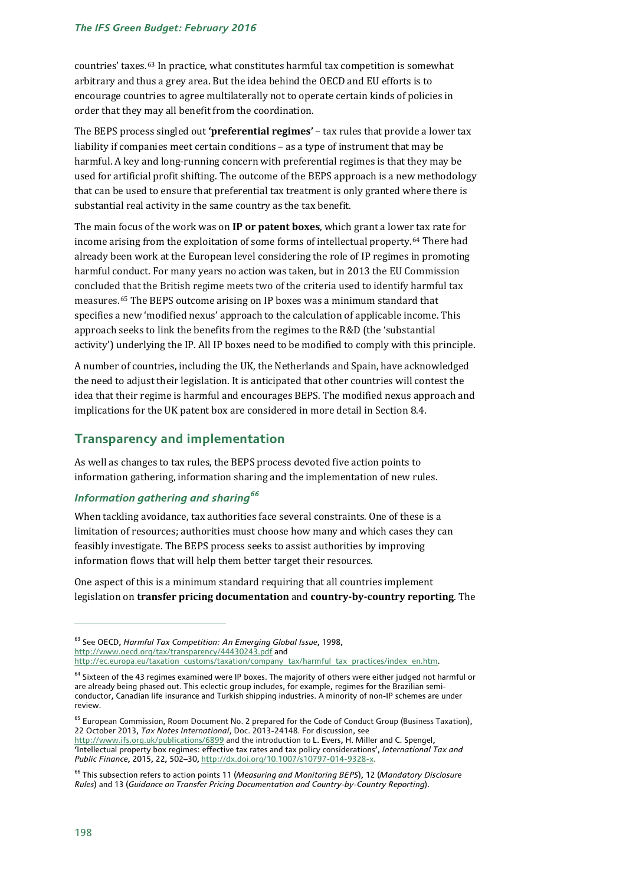countries' taxes.[63] In practice, what constitutes harmful tax competition is somewhat arbitrary and thus a grey area. But the idea behind the OECD and EU efforts is to encourage countries to agree multilaterally not to operate certain kinds of policies in order that they may all benefit from the coordination.

The BEPS process singled out **'preferential regimes'** – tax rules that provide a lower tax liability if companies meet certain conditions – as a type of instrument that may be harmful. A key and long-running concern with preferential regimes is that they may be used for artificial profit shifting. The outcome of the BEPS approach is a new methodology that can be used to ensure that preferential tax treatment is only granted where there is substantial real activity in the same country as the tax benefit.

The main focus of the work was on **IP or patent boxes**, which grant a lower tax rate for income arising from the exploitation of some forms of intellectual property.[64] There had already been work at the European level considering the role of IP regimes in promoting harmful conduct. For many years no action was taken, but in 2013 the EU Commission concluded that the British regime meets two of the criteria used to identify harmful tax measures.[65] The BEPS outcome arising on IP boxes was a minimum standard that specifies a new 'modified nexus' approach to the calculation of applicable income. This approach seeks to link the benefits from the regimes to the R&D (the 'substantial activity') underlying the IP. All IP boxes need to be modified to comply with this principle.

A number of countries, including the UK, the Netherlands and Spain, have acknowledged the need to adjust their legislation. It is anticipated that other countries will contest the idea that their regime is harmful and encourages BEPS. The modified nexus approach and implications for the UK patent box are considered in more detail in Section 8.4.

## Transparency and implementation

As well as changes to tax rules, the BEPS process devoted five action points to information gathering, information sharing and the implementation of new rules.

### *Information gathering and sharing[66]*

When tackling avoidance, tax authorities face several constraints. One of these is a limitation of resources; authorities must choose how many and which cases they can feasibly investigate. The BEPS process seeks to assist authorities by improving information flows that will help them better target their resources.

One aspect of this is a minimum standard requiring that all countries implement legislation on **transfer pricing documentation** and **country-by-country reporting**. The

---

[63] See OECD, *Harmful Tax Competition: An Emerging Global Issue*, 1998, http://www.oecd.org/tax/transparency/44430243.pdf and http://ec.europa.eu/taxation_customs/taxation/company_tax/harmful_tax_practices/index_en.htm.

[64] Sixteen of the 43 regimes examined were IP boxes. The majority of others were either judged not harmful or are already being phased out. This eclectic group includes, for example, regimes for the Brazilian semi-conductor, Canadian life insurance and Turkish shipping industries. A minority of non-IP schemes are under review.

[65] European Commission, Room Document No. 2 prepared for the Code of Conduct Group (Business Taxation), 22 October 2013, *Tax Notes International*, Doc. 2013-24148. For discussion, see http://www.ifs.org.uk/publications/6899 and the introduction to L. Evers, H. Miller and C. Spengel, 'Intellectual property box regimes: effective tax rates and tax policy considerations', *International Tax and Public Finance*, 2015, 22, 502–30, http://dx.doi.org/10.1007/s10797-014-9328-x.

[66] This subsection refers to action points 11 (*Measuring and Monitoring BEPS*), 12 (*Mandatory Disclosure Rules*) and 13 (*Guidance on Transfer Pricing Documentation and Country-by-Country Reporting*).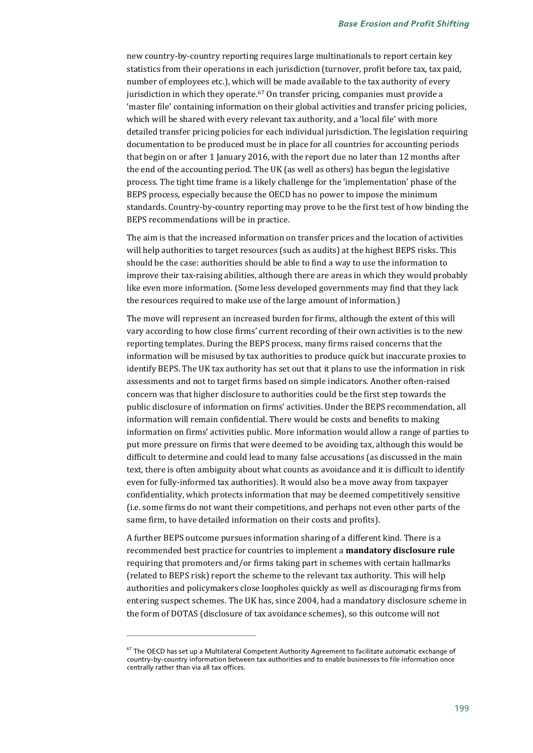new country-by-country reporting requires large multinationals to report certain key statistics from their operations in each jurisdiction (turnover, profit before tax, tax paid, number of employees etc.), which will be made available to the tax authority of every jurisdiction in which they operate.[67] On transfer pricing, companies must provide a 'master file' containing information on their global activities and transfer pricing policies, which will be shared with every relevant tax authority, and a 'local file' with more detailed transfer pricing policies for each individual jurisdiction. The legislation requiring documentation to be produced must be in place for all countries for accounting periods that begin on or after 1 January 2016, with the report due no later than 12 months after the end of the accounting period. The UK (as well as others) has begun the legislative process. The tight time frame is a likely challenge for the 'implementation' phase of the BEPS process, especially because the OECD has no power to impose the minimum standards. Country-by-country reporting may prove to be the first test of how binding the BEPS recommendations will be in practice.

The aim is that the increased information on transfer prices and the location of activities will help authorities to target resources (such as audits) at the highest BEPS risks. This should be the case: authorities should be able to find a way to use the information to improve their tax-raising abilities, although there are areas in which they would probably like even more information. (Some less developed governments may find that they lack the resources required to make use of the large amount of information.)

The move will represent an increased burden for firms, although the extent of this will vary according to how close firms' current recording of their own activities is to the new reporting templates. During the BEPS process, many firms raised concerns that the information will be misused by tax authorities to produce quick but inaccurate proxies to identify BEPS. The UK tax authority has set out that it plans to use the information in risk assessments and not to target firms based on simple indicators. Another often-raised concern was that higher disclosure to authorities could be the first step towards the public disclosure of information on firms' activities. Under the BEPS recommendation, all information will remain confidential. There would be costs and benefits to making information on firms' activities public. More information would allow a range of parties to put more pressure on firms that were deemed to be avoiding tax, although this would be difficult to determine and could lead to many false accusations (as discussed in the main text, there is often ambiguity about what counts as avoidance and it is difficult to identify even for fully-informed tax authorities). It would also be a move away from taxpayer confidentiality, which protects information that may be deemed competitively sensitive (i.e. some firms do not want their competitions, and perhaps not even other parts of the same firm, to have detailed information on their costs and profits).

A further BEPS outcome pursues information sharing of a different kind. There is a recommended best practice for countries to implement a **mandatory disclosure rule** requiring that promoters and/or firms taking part in schemes with certain hallmarks (related to BEPS risk) report the scheme to the relevant tax authority. This will help authorities and policymakers close loopholes quickly as well as discouraging firms from entering suspect schemes. The UK has, since 2004, had a mandatory disclosure scheme in the form of DOTAS (disclosure of tax avoidance schemes), so this outcome will not

---

[67] The OECD has set up a Multilateral Competent Authority Agreement to facilitate automatic exchange of country-by-country information between tax authorities and to enable businesses to file information once centrally rather than via all tax offices.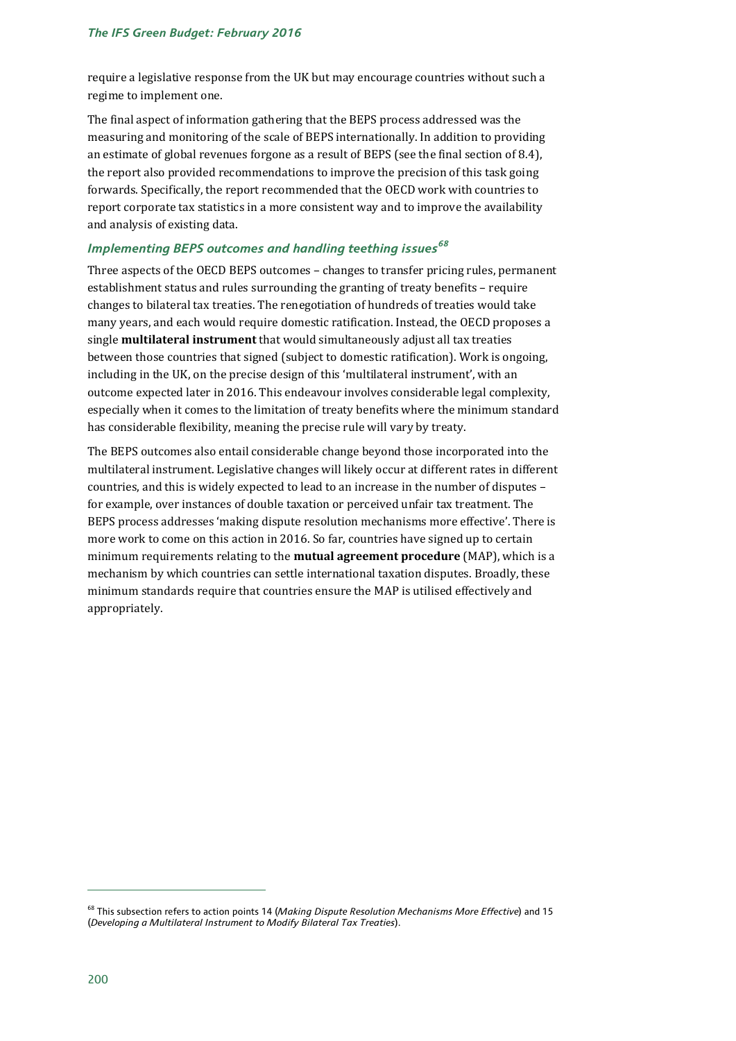require a legislative response from the UK but may encourage countries without such a regime to implement one.

The final aspect of information gathering that the BEPS process addressed was the measuring and monitoring of the scale of BEPS internationally. In addition to providing an estimate of global revenues forgone as a result of BEPS (see the final section of 8.4), the report also provided recommendations to improve the precision of this task going forwards. Specifically, the report recommended that the OECD work with countries to report corporate tax statistics in a more consistent way and to improve the availability and analysis of existing data.

### *Implementing BEPS outcomes and handling teething issues*[68]

Three aspects of the OECD BEPS outcomes – changes to transfer pricing rules, permanent establishment status and rules surrounding the granting of treaty benefits – require changes to bilateral tax treaties. The renegotiation of hundreds of treaties would take many years, and each would require domestic ratification. Instead, the OECD proposes a single **multilateral instrument** that would simultaneously adjust all tax treaties between those countries that signed (subject to domestic ratification). Work is ongoing, including in the UK, on the precise design of this 'multilateral instrument', with an outcome expected later in 2016. This endeavour involves considerable legal complexity, especially when it comes to the limitation of treaty benefits where the minimum standard has considerable flexibility, meaning the precise rule will vary by treaty.

The BEPS outcomes also entail considerable change beyond those incorporated into the multilateral instrument. Legislative changes will likely occur at different rates in different countries, and this is widely expected to lead to an increase in the number of disputes – for example, over instances of double taxation or perceived unfair tax treatment. The BEPS process addresses 'making dispute resolution mechanisms more effective'. There is more work to come on this action in 2016. So far, countries have signed up to certain minimum requirements relating to the **mutual agreement procedure** (MAP), which is a mechanism by which countries can settle international taxation disputes. Broadly, these minimum standards require that countries ensure the MAP is utilised effectively and appropriately.

[68] This subsection refers to action points 14 (*Making Dispute Resolution Mechanisms More Effective*) and 15 (*Developing a Multilateral Instrument to Modify Bilateral Tax Treaties*).